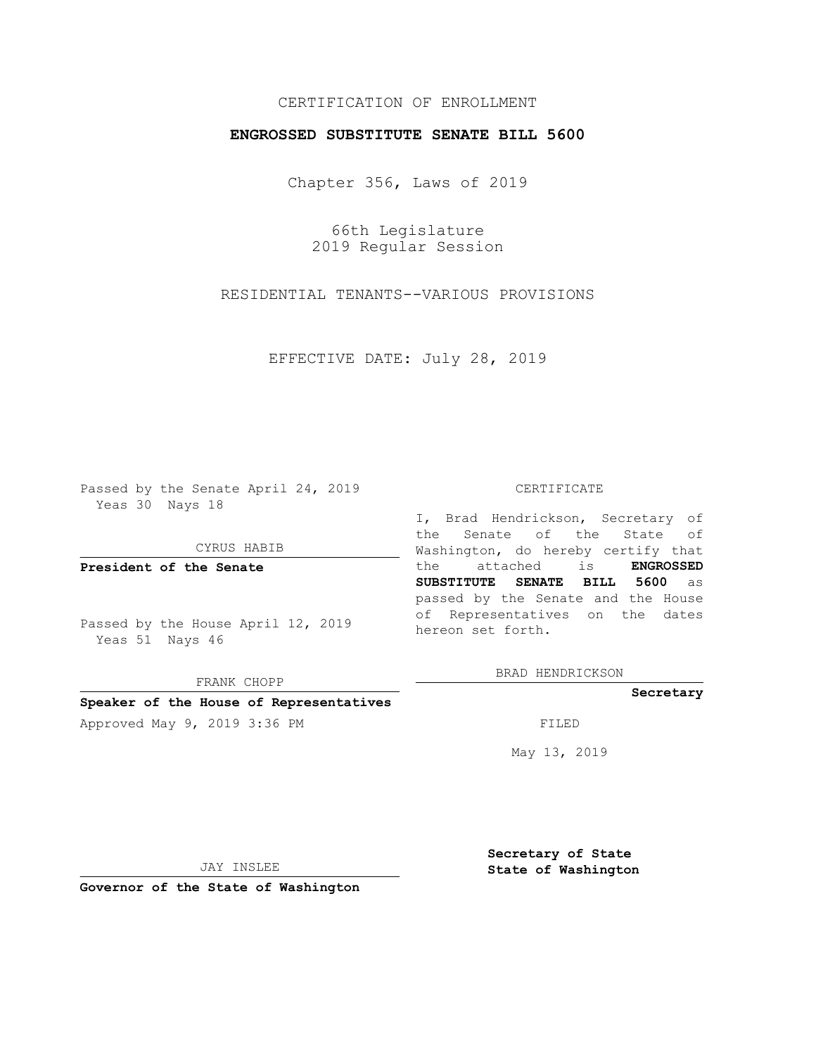CERTIFICATION OF ENROLLMENT

**ENGROSSED SUBSTITUTE SENATE BILL 5600**

Chapter 356, Laws of 2019

66th Legislature
2019 Regular Session

RESIDENTIAL TENANTS--VARIOUS PROVISIONS

EFFECTIVE DATE: July 28, 2019

Passed by the Senate April 24, 2019
Yeas 30 Nays 18

CYRUS HABIB

**President of the Senate**

Passed by the House April 12, 2019
Yeas 51 Nays 46

FRANK CHOPP

**Speaker of the House of Representatives**

Approved May 9, 2019 3:36 PM

JAY INSLEE

**Governor of the State of Washington**

CERTIFICATE

I, Brad Hendrickson, Secretary of the Senate of the State of Washington, do hereby certify that the attached is **ENGROSSED SUBSTITUTE SENATE BILL 5600** as passed by the Senate and the House of Representatives on the dates hereon set forth.

BRAD HENDRICKSON

**Secretary**

FILED

May 13, 2019

**Secretary of State**
**State of Washington**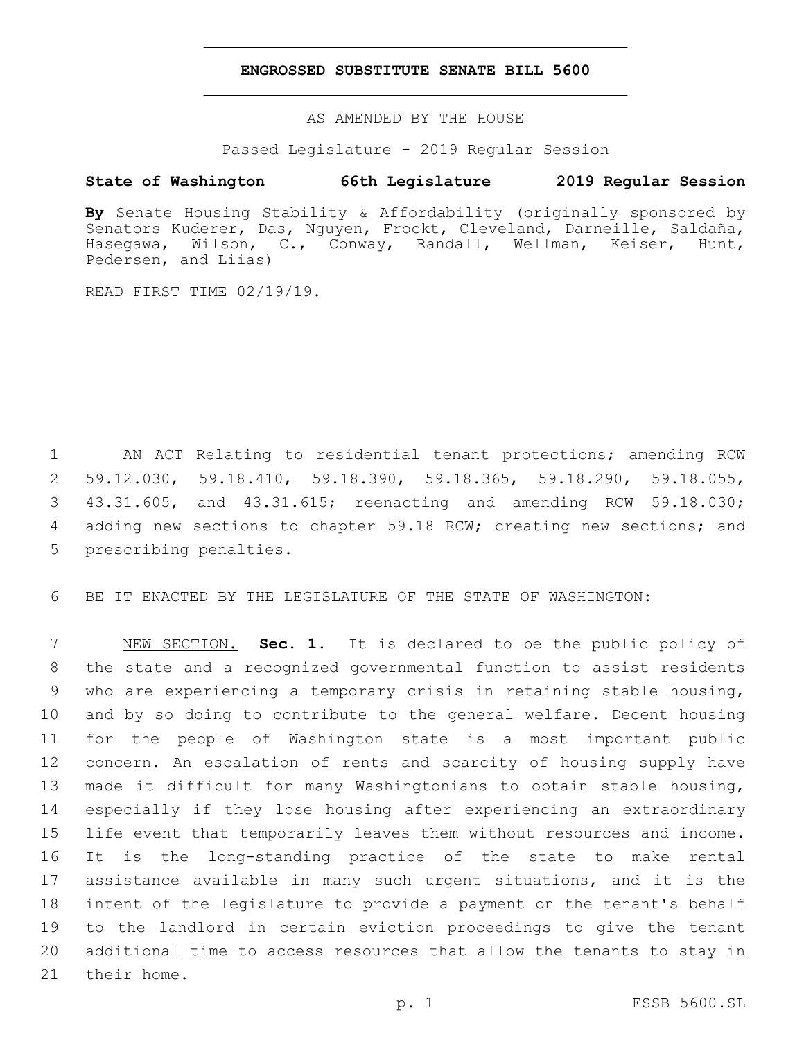# ENGROSSED SUBSTITUTE SENATE BILL 5600

AS AMENDED BY THE HOUSE

Passed Legislature - 2019 Regular Session

**State of Washington 66th Legislature 2019 Regular Session**

**By** Senate Housing Stability & Affordability (originally sponsored by Senators Kuderer, Das, Nguyen, Frockt, Cleveland, Darneille, Saldaña, Hasegawa, Wilson, C., Conway, Randall, Wellman, Keiser, Hunt, Pedersen, and Liias)

READ FIRST TIME 02/19/19.

AN ACT Relating to residential tenant protections; amending RCW 59.12.030, 59.18.410, 59.18.390, 59.18.365, 59.18.290, 59.18.055, 43.31.605, and 43.31.615; reenacting and amending RCW 59.18.030; adding new sections to chapter 59.18 RCW; creating new sections; and prescribing penalties.

BE IT ENACTED BY THE LEGISLATURE OF THE STATE OF WASHINGTON:

NEW SECTION. **Sec. 1.** It is declared to be the public policy of the state and a recognized governmental function to assist residents who are experiencing a temporary crisis in retaining stable housing, and by so doing to contribute to the general welfare. Decent housing for the people of Washington state is a most important public concern. An escalation of rents and scarcity of housing supply have made it difficult for many Washingtonians to obtain stable housing, especially if they lose housing after experiencing an extraordinary life event that temporarily leaves them without resources and income. It is the long-standing practice of the state to make rental assistance available in many such urgent situations, and it is the intent of the legislature to provide a payment on the tenant's behalf to the landlord in certain eviction proceedings to give the tenant additional time to access resources that allow the tenants to stay in their home.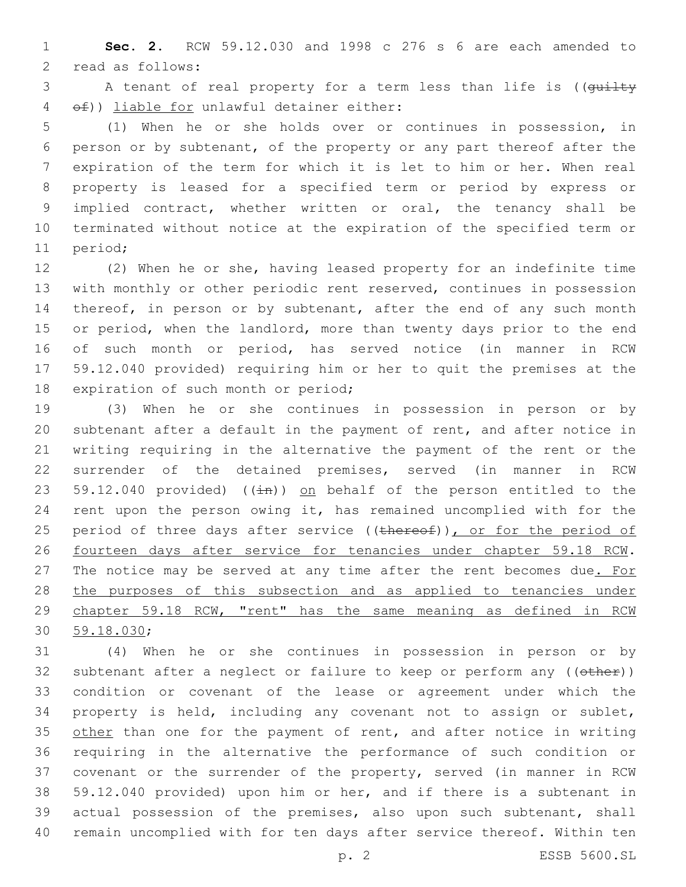**Sec. 2.** RCW 59.12.030 and 1998 c 276 s 6 are each amended to read as follows:

A tenant of real property for a term less than life is ((~~guilty of~~)) <u>liable for</u> unlawful detainer either:

(1) When he or she holds over or continues in possession, in person or by subtenant, of the property or any part thereof after the expiration of the term for which it is let to him or her. When real property is leased for a specified term or period by express or implied contract, whether written or oral, the tenancy shall be terminated without notice at the expiration of the specified term or period;

(2) When he or she, having leased property for an indefinite time with monthly or other periodic rent reserved, continues in possession thereof, in person or by subtenant, after the end of any such month or period, when the landlord, more than twenty days prior to the end of such month or period, has served notice (in manner in RCW 59.12.040 provided) requiring him or her to quit the premises at the expiration of such month or period;

(3) When he or she continues in possession in person or by subtenant after a default in the payment of rent, and after notice in writing requiring in the alternative the payment of the rent or the surrender of the detained premises, served (in manner in RCW 59.12.040 provided) ((~~in~~)) <u>on</u> behalf of the person entitled to the rent upon the person owing it, has remained uncomplied with for the period of three days after service ((~~thereof~~))<u>, or for the period of fourteen days after service for tenancies under chapter 59.18 RCW</u>. The notice may be served at any time after the rent becomes due<u>. For the purposes of this subsection and as applied to tenancies under chapter 59.18 RCW, "rent" has the same meaning as defined in RCW 59.18.030</u>;

(4) When he or she continues in possession in person or by subtenant after a neglect or failure to keep or perform any ((~~other~~)) condition or covenant of the lease or agreement under which the property is held, including any covenant not to assign or sublet, <u>other</u> than one for the payment of rent, and after notice in writing requiring in the alternative the performance of such condition or covenant or the surrender of the property, served (in manner in RCW 59.12.040 provided) upon him or her, and if there is a subtenant in actual possession of the premises, also upon such subtenant, shall remain uncomplied with for ten days after service thereof. Within ten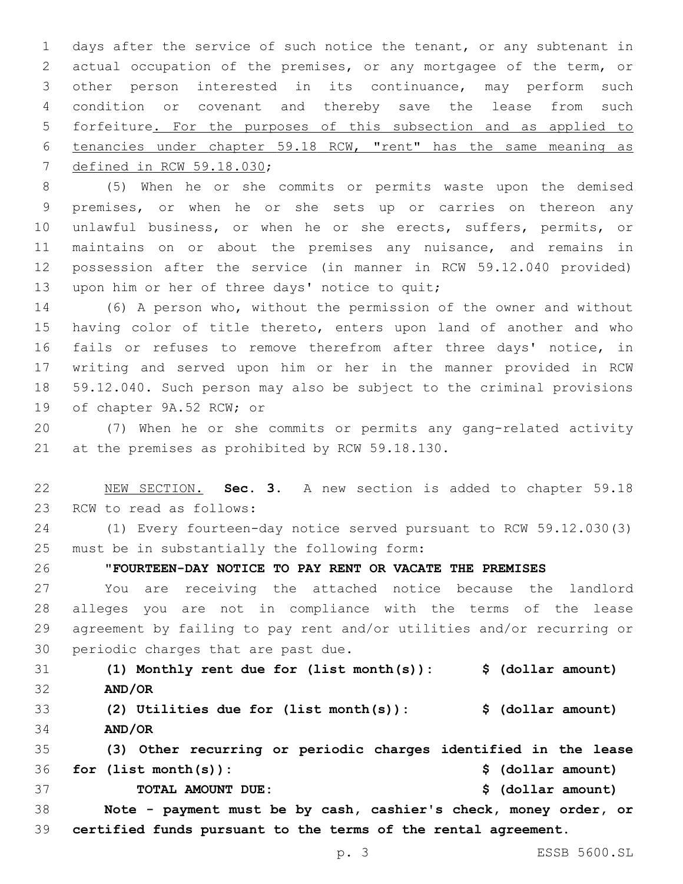days after the service of such notice the tenant, or any subtenant in actual occupation of the premises, or any mortgagee of the term, or other person interested in its continuance, may perform such condition or covenant and thereby save the lease from such forfeiture. For the purposes of this subsection and as applied to tenancies under chapter 59.18 RCW, "rent" has the same meaning as defined in RCW 59.18.030;

(5) When he or she commits or permits waste upon the demised premises, or when he or she sets up or carries on thereon any unlawful business, or when he or she erects, suffers, permits, or maintains on or about the premises any nuisance, and remains in possession after the service (in manner in RCW 59.12.040 provided) upon him or her of three days' notice to quit;

(6) A person who, without the permission of the owner and without having color of title thereto, enters upon land of another and who fails or refuses to remove therefrom after three days' notice, in writing and served upon him or her in the manner provided in RCW 59.12.040. Such person may also be subject to the criminal provisions of chapter 9A.52 RCW; or

(7) When he or she commits or permits any gang-related activity at the premises as prohibited by RCW 59.18.130.

NEW SECTION. **Sec. 3.** A new section is added to chapter 59.18 RCW to read as follows:

(1) Every fourteen-day notice served pursuant to RCW 59.12.030(3) must be in substantially the following form:

**"FOURTEEN-DAY NOTICE TO PAY RENT OR VACATE THE PREMISES**

You are receiving the attached notice because the landlord alleges you are not in compliance with the terms of the lease agreement by failing to pay rent and/or utilities and/or recurring or periodic charges that are past due.

**(1) Monthly rent due for (list month(s)): $ (dollar amount)**

**AND/OR**

**(2) Utilities due for (list month(s)): $ (dollar amount)**

**AND/OR**

**(3) Other recurring or periodic charges identified in the lease for (list month(s)): $ (dollar amount)**

**TOTAL AMOUNT DUE: $ (dollar amount)**

**Note - payment must be by cash, cashier's check, money order, or certified funds pursuant to the terms of the rental agreement.**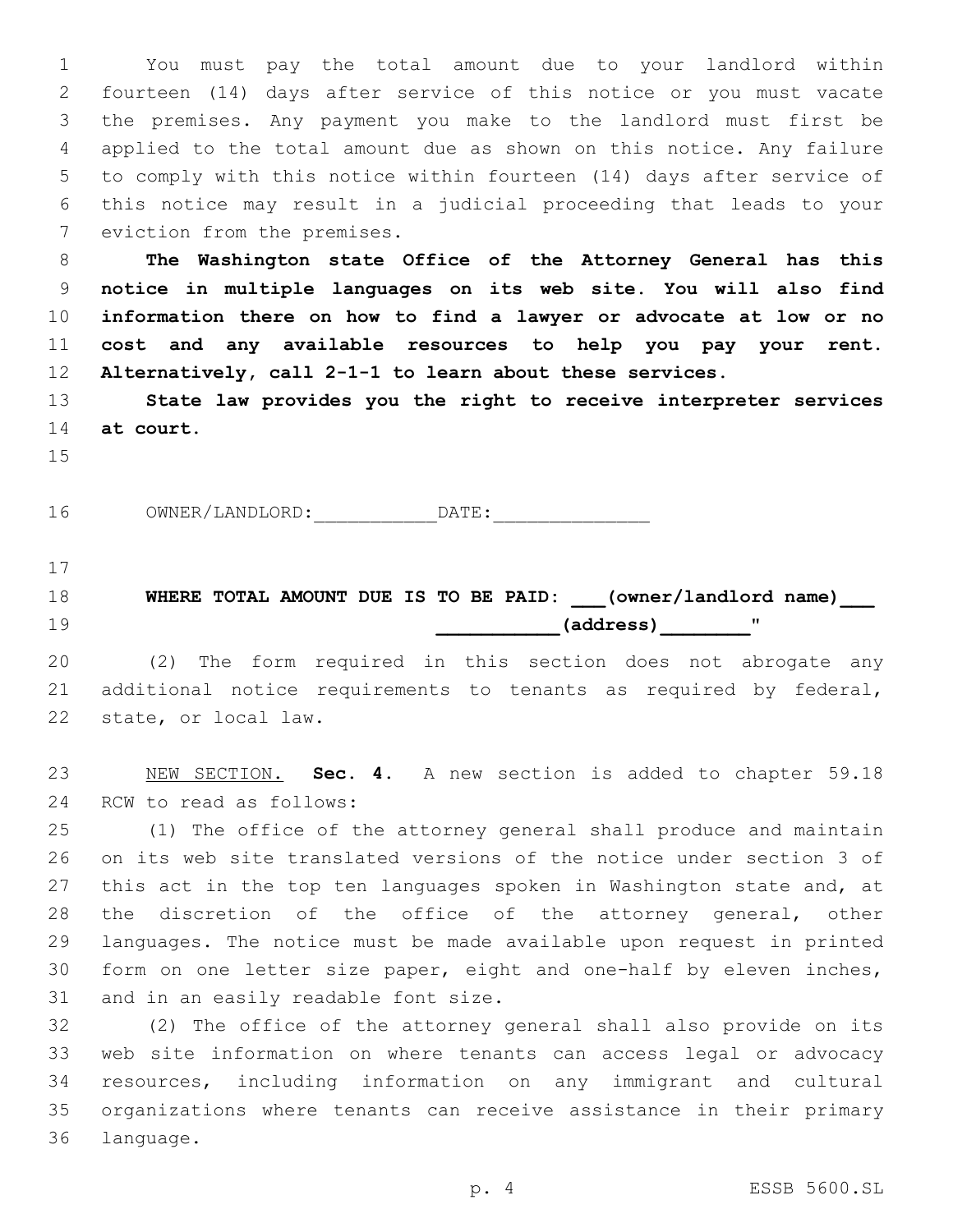You must pay the total amount due to your landlord within fourteen (14) days after service of this notice or you must vacate the premises. Any payment you make to the landlord must first be applied to the total amount due as shown on this notice. Any failure to comply with this notice within fourteen (14) days after service of this notice may result in a judicial proceeding that leads to your eviction from the premises.

**The Washington state Office of the Attorney General has this notice in multiple languages on its web site. You will also find information there on how to find a lawyer or advocate at low or no cost and any available resources to help you pay your rent. Alternatively, call 2-1-1 to learn about these services.**

**State law provides you the right to receive interpreter services at court.**

OWNER/LANDLORD:___________DATE:______________

**WHERE TOTAL AMOUNT DUE IS TO BE PAID: ___(owner/landlord name)___ ___________(address)________"**

(2) The form required in this section does not abrogate any additional notice requirements to tenants as required by federal, state, or local law.

NEW SECTION. **Sec. 4.** A new section is added to chapter 59.18 RCW to read as follows:

(1) The office of the attorney general shall produce and maintain on its web site translated versions of the notice under section 3 of this act in the top ten languages spoken in Washington state and, at the discretion of the office of the attorney general, other languages. The notice must be made available upon request in printed form on one letter size paper, eight and one-half by eleven inches, and in an easily readable font size.

(2) The office of the attorney general shall also provide on its web site information on where tenants can access legal or advocacy resources, including information on any immigrant and cultural organizations where tenants can receive assistance in their primary language.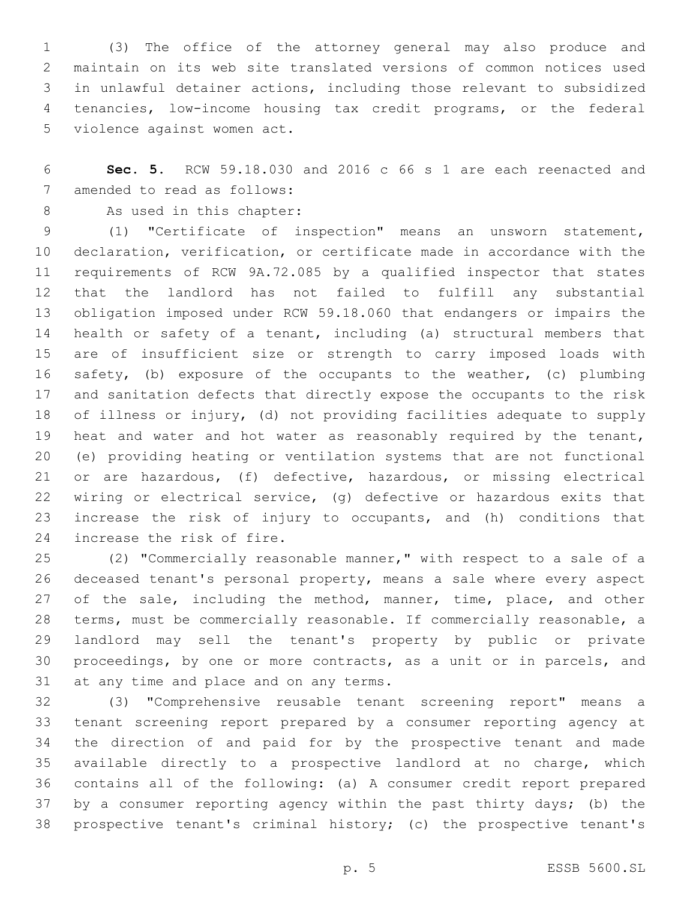(3) The office of the attorney general may also produce and maintain on its web site translated versions of common notices used in unlawful detainer actions, including those relevant to subsidized tenancies, low-income housing tax credit programs, or the federal violence against women act.

**Sec. 5.** RCW 59.18.030 and 2016 c 66 s 1 are each reenacted and amended to read as follows:

As used in this chapter:

(1) "Certificate of inspection" means an unsworn statement, declaration, verification, or certificate made in accordance with the requirements of RCW 9A.72.085 by a qualified inspector that states that the landlord has not failed to fulfill any substantial obligation imposed under RCW 59.18.060 that endangers or impairs the health or safety of a tenant, including (a) structural members that are of insufficient size or strength to carry imposed loads with safety, (b) exposure of the occupants to the weather, (c) plumbing and sanitation defects that directly expose the occupants to the risk of illness or injury, (d) not providing facilities adequate to supply heat and water and hot water as reasonably required by the tenant, (e) providing heating or ventilation systems that are not functional or are hazardous, (f) defective, hazardous, or missing electrical wiring or electrical service, (g) defective or hazardous exits that increase the risk of injury to occupants, and (h) conditions that increase the risk of fire.

(2) "Commercially reasonable manner," with respect to a sale of a deceased tenant's personal property, means a sale where every aspect of the sale, including the method, manner, time, place, and other terms, must be commercially reasonable. If commercially reasonable, a landlord may sell the tenant's property by public or private proceedings, by one or more contracts, as a unit or in parcels, and at any time and place and on any terms.

(3) "Comprehensive reusable tenant screening report" means a tenant screening report prepared by a consumer reporting agency at the direction of and paid for by the prospective tenant and made available directly to a prospective landlord at no charge, which contains all of the following: (a) A consumer credit report prepared by a consumer reporting agency within the past thirty days; (b) the prospective tenant's criminal history; (c) the prospective tenant's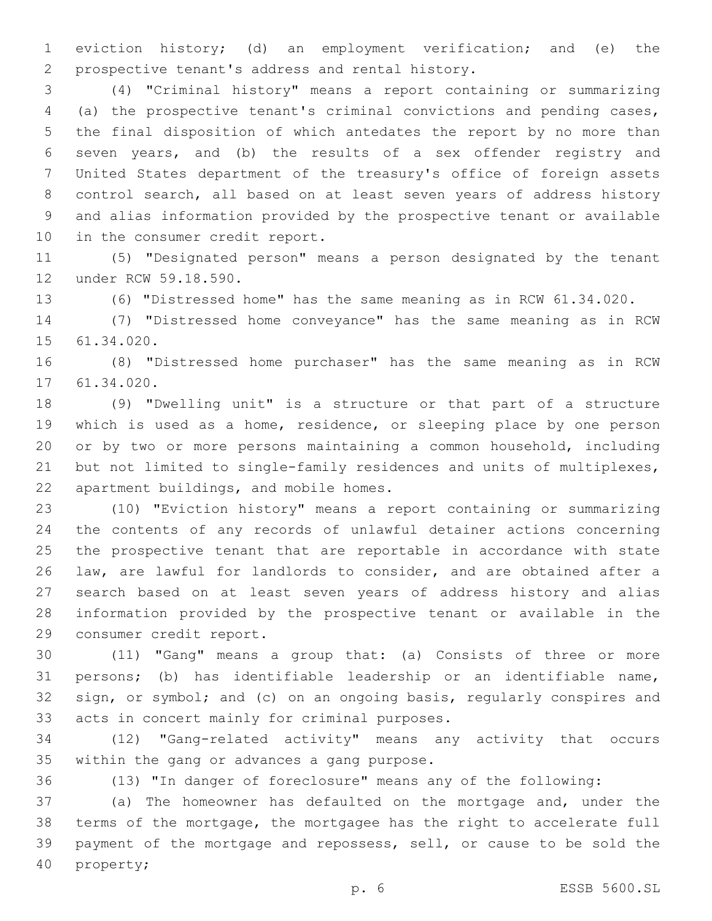eviction history; (d) an employment verification; and (e) the prospective tenant's address and rental history.

(4) "Criminal history" means a report containing or summarizing (a) the prospective tenant's criminal convictions and pending cases, the final disposition of which antedates the report by no more than seven years, and (b) the results of a sex offender registry and United States department of the treasury's office of foreign assets control search, all based on at least seven years of address history and alias information provided by the prospective tenant or available in the consumer credit report.

(5) "Designated person" means a person designated by the tenant under RCW 59.18.590.

(6) "Distressed home" has the same meaning as in RCW 61.34.020.

(7) "Distressed home conveyance" has the same meaning as in RCW 61.34.020.

(8) "Distressed home purchaser" has the same meaning as in RCW 61.34.020.

(9) "Dwelling unit" is a structure or that part of a structure which is used as a home, residence, or sleeping place by one person or by two or more persons maintaining a common household, including but not limited to single-family residences and units of multiplexes, apartment buildings, and mobile homes.

(10) "Eviction history" means a report containing or summarizing the contents of any records of unlawful detainer actions concerning the prospective tenant that are reportable in accordance with state law, are lawful for landlords to consider, and are obtained after a search based on at least seven years of address history and alias information provided by the prospective tenant or available in the consumer credit report.

(11) "Gang" means a group that: (a) Consists of three or more persons; (b) has identifiable leadership or an identifiable name, sign, or symbol; and (c) on an ongoing basis, regularly conspires and acts in concert mainly for criminal purposes.

(12) "Gang-related activity" means any activity that occurs within the gang or advances a gang purpose.

(13) "In danger of foreclosure" means any of the following:

(a) The homeowner has defaulted on the mortgage and, under the terms of the mortgage, the mortgagee has the right to accelerate full payment of the mortgage and repossess, sell, or cause to be sold the property;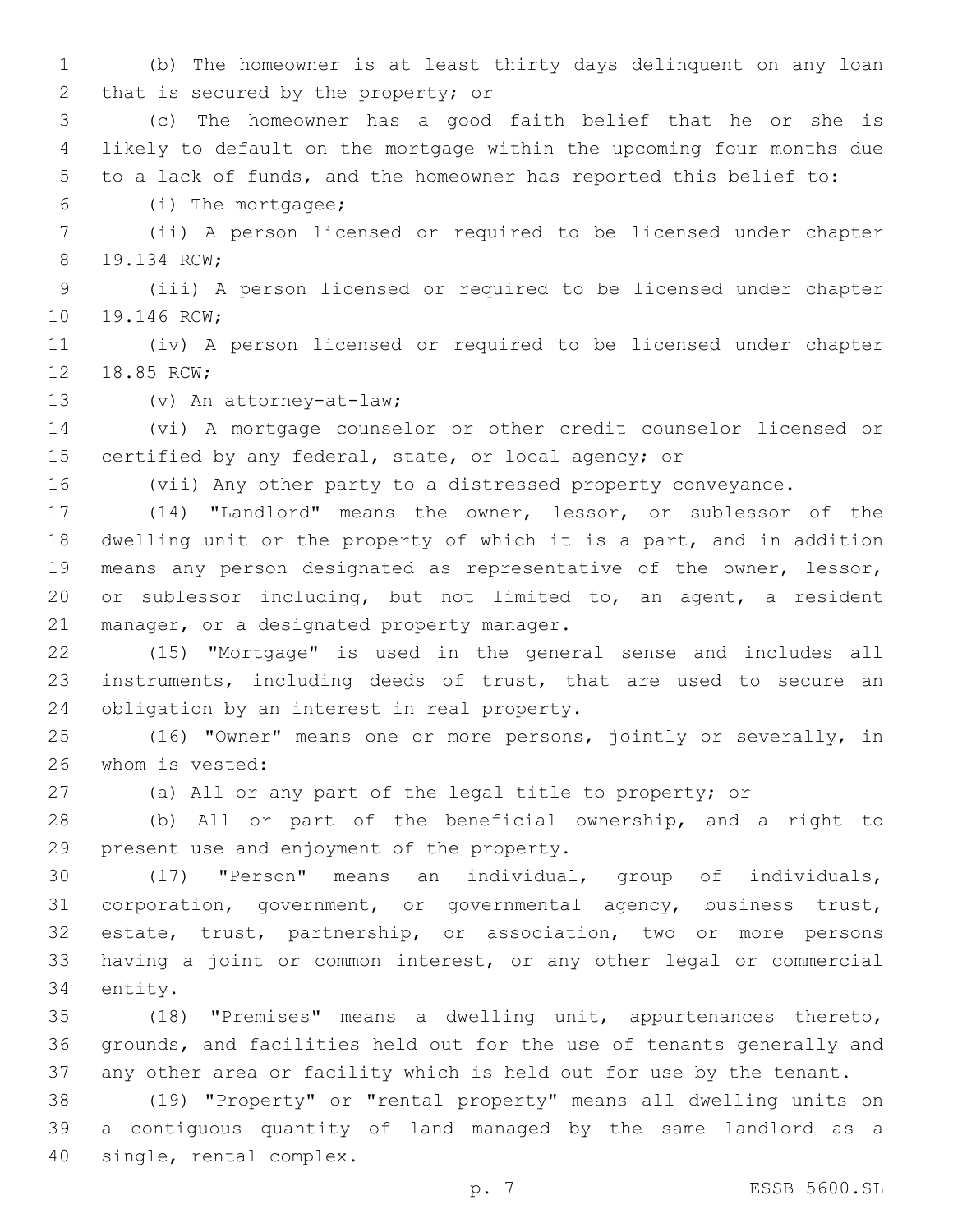(b) The homeowner is at least thirty days delinquent on any loan that is secured by the property; or

(c) The homeowner has a good faith belief that he or she is likely to default on the mortgage within the upcoming four months due to a lack of funds, and the homeowner has reported this belief to:

(i) The mortgagee;

(ii) A person licensed or required to be licensed under chapter 19.134 RCW;

(iii) A person licensed or required to be licensed under chapter 19.146 RCW;

(iv) A person licensed or required to be licensed under chapter 18.85 RCW;

(v) An attorney-at-law;

(vi) A mortgage counselor or other credit counselor licensed or certified by any federal, state, or local agency; or

(vii) Any other party to a distressed property conveyance.

(14) "Landlord" means the owner, lessor, or sublessor of the dwelling unit or the property of which it is a part, and in addition means any person designated as representative of the owner, lessor, or sublessor including, but not limited to, an agent, a resident manager, or a designated property manager.

(15) "Mortgage" is used in the general sense and includes all instruments, including deeds of trust, that are used to secure an obligation by an interest in real property.

(16) "Owner" means one or more persons, jointly or severally, in whom is vested:

(a) All or any part of the legal title to property; or

(b) All or part of the beneficial ownership, and a right to present use and enjoyment of the property.

(17) "Person" means an individual, group of individuals, corporation, government, or governmental agency, business trust, estate, trust, partnership, or association, two or more persons having a joint or common interest, or any other legal or commercial entity.

(18) "Premises" means a dwelling unit, appurtenances thereto, grounds, and facilities held out for the use of tenants generally and any other area or facility which is held out for use by the tenant.

(19) "Property" or "rental property" means all dwelling units on a contiguous quantity of land managed by the same landlord as a single, rental complex.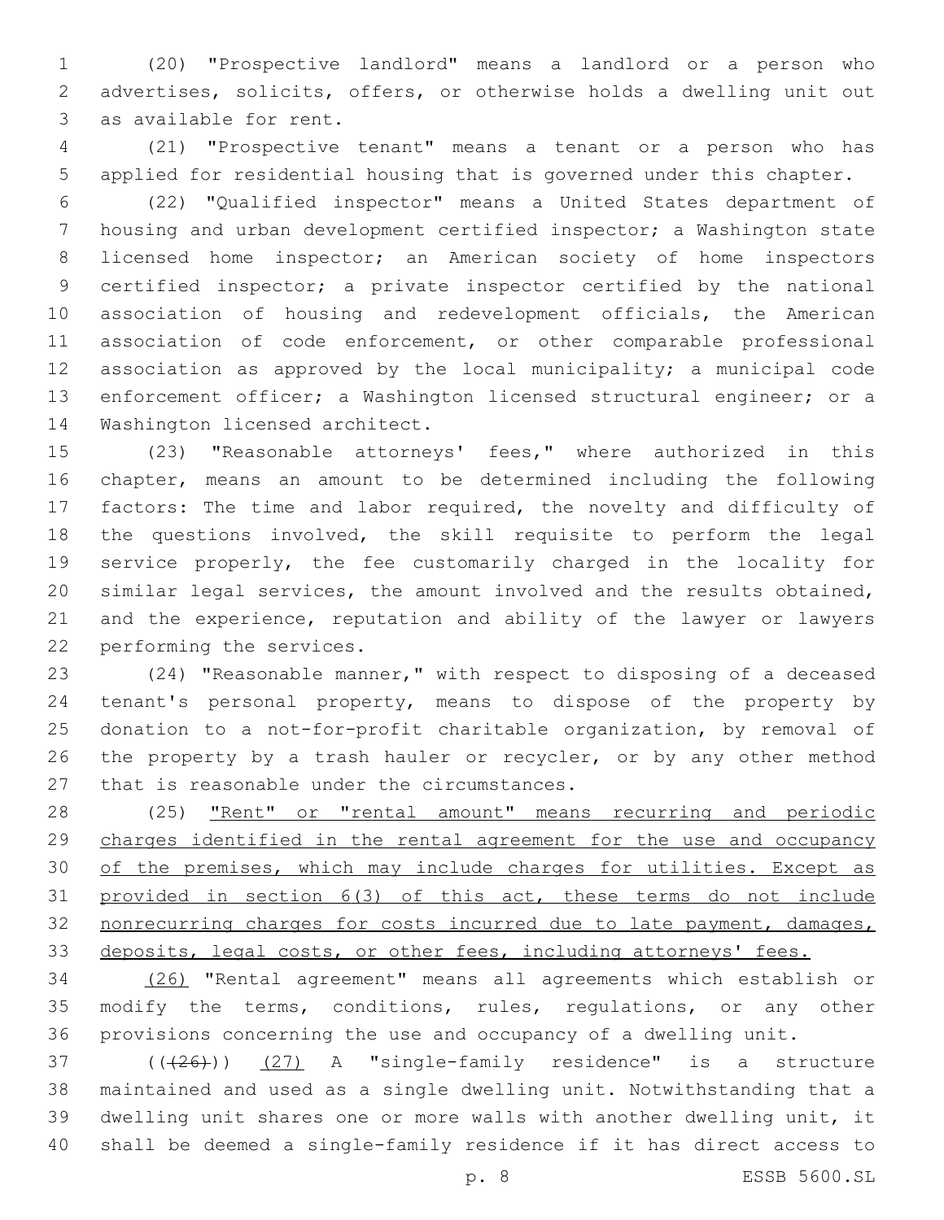(20) "Prospective landlord" means a landlord or a person who advertises, solicits, offers, or otherwise holds a dwelling unit out as available for rent.

(21) "Prospective tenant" means a tenant or a person who has applied for residential housing that is governed under this chapter.

(22) "Qualified inspector" means a United States department of housing and urban development certified inspector; a Washington state licensed home inspector; an American society of home inspectors certified inspector; a private inspector certified by the national association of housing and redevelopment officials, the American association of code enforcement, or other comparable professional association as approved by the local municipality; a municipal code enforcement officer; a Washington licensed structural engineer; or a Washington licensed architect.

(23) "Reasonable attorneys' fees," where authorized in this chapter, means an amount to be determined including the following factors: The time and labor required, the novelty and difficulty of the questions involved, the skill requisite to perform the legal service properly, the fee customarily charged in the locality for similar legal services, the amount involved and the results obtained, and the experience, reputation and ability of the lawyer or lawyers performing the services.

(24) "Reasonable manner," with respect to disposing of a deceased tenant's personal property, means to dispose of the property by donation to a not-for-profit charitable organization, by removal of the property by a trash hauler or recycler, or by any other method that is reasonable under the circumstances.

(25) <u>"Rent" or "rental amount" means recurring and periodic charges identified in the rental agreement for the use and occupancy of the premises, which may include charges for utilities. Except as provided in section 6(3) of this act, these terms do not include nonrecurring charges for costs incurred due to late payment, damages, deposits, legal costs, or other fees, including attorneys' fees.</u>

<u>(26)</u> "Rental agreement" means all agreements which establish or modify the terms, conditions, rules, regulations, or any other provisions concerning the use and occupancy of a dwelling unit.

~~((26))~~ <u>(27)</u> A "single-family residence" is a structure maintained and used as a single dwelling unit. Notwithstanding that a dwelling unit shares one or more walls with another dwelling unit, it shall be deemed a single-family residence if it has direct access to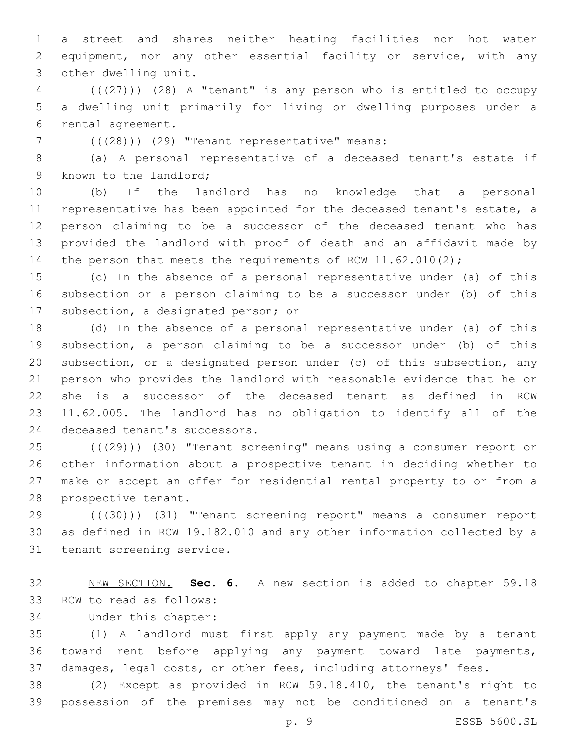a street and shares neither heating facilities nor hot water equipment, nor any other essential facility or service, with any other dwelling unit.

(((27))) (28) A "tenant" is any person who is entitled to occupy a dwelling unit primarily for living or dwelling purposes under a rental agreement.

(((28))) (29) "Tenant representative" means:

(a) A personal representative of a deceased tenant's estate if known to the landlord;

(b) If the landlord has no knowledge that a personal representative has been appointed for the deceased tenant's estate, a person claiming to be a successor of the deceased tenant who has provided the landlord with proof of death and an affidavit made by the person that meets the requirements of RCW 11.62.010(2);

(c) In the absence of a personal representative under (a) of this subsection or a person claiming to be a successor under (b) of this subsection, a designated person; or

(d) In the absence of a personal representative under (a) of this subsection, a person claiming to be a successor under (b) of this subsection, or a designated person under (c) of this subsection, any person who provides the landlord with reasonable evidence that he or she is a successor of the deceased tenant as defined in RCW 11.62.005. The landlord has no obligation to identify all of the deceased tenant's successors.

(((29))) (30) "Tenant screening" means using a consumer report or other information about a prospective tenant in deciding whether to make or accept an offer for residential rental property to or from a prospective tenant.

(((30))) (31) "Tenant screening report" means a consumer report as defined in RCW 19.182.010 and any other information collected by a tenant screening service.

NEW SECTION. **Sec. 6.** A new section is added to chapter 59.18 RCW to read as follows:

Under this chapter:

(1) A landlord must first apply any payment made by a tenant toward rent before applying any payment toward late payments, damages, legal costs, or other fees, including attorneys' fees.

(2) Except as provided in RCW 59.18.410, the tenant's right to possession of the premises may not be conditioned on a tenant's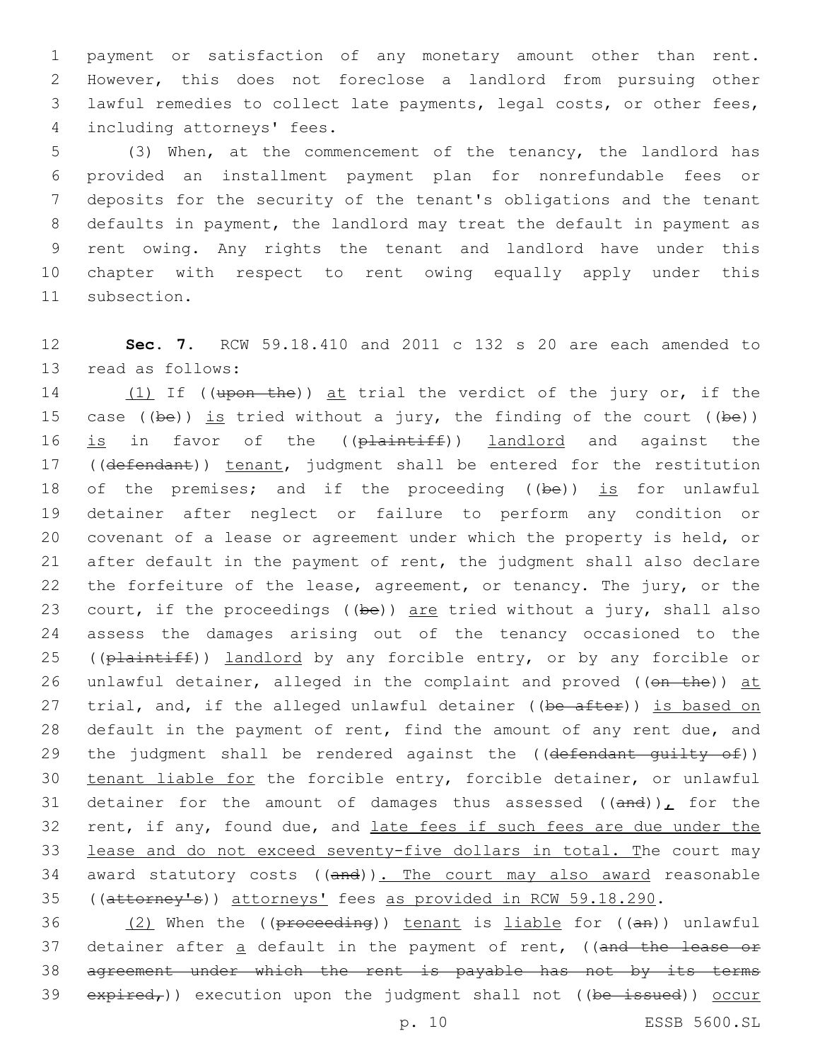payment or satisfaction of any monetary amount other than rent. However, this does not foreclose a landlord from pursuing other lawful remedies to collect late payments, legal costs, or other fees, including attorneys' fees.

(3) When, at the commencement of the tenancy, the landlord has provided an installment payment plan for nonrefundable fees or deposits for the security of the tenant's obligations and the tenant defaults in payment, the landlord may treat the default in payment as rent owing. Any rights the tenant and landlord have under this chapter with respect to rent owing equally apply under this subsection.

**Sec. 7.** RCW 59.18.410 and 2011 c 132 s 20 are each amended to read as follows:

(1) If ((~~upon the~~)) at trial the verdict of the jury or, if the case ((~~be~~)) is tried without a jury, the finding of the court ((~~be~~)) is in favor of the ((~~plaintiff~~)) landlord and against the ((~~defendant~~)) tenant, judgment shall be entered for the restitution of the premises; and if the proceeding ((~~be~~)) is for unlawful detainer after neglect or failure to perform any condition or covenant of a lease or agreement under which the property is held, or after default in the payment of rent, the judgment shall also declare the forfeiture of the lease, agreement, or tenancy. The jury, or the court, if the proceedings ((~~be~~)) are tried without a jury, shall also assess the damages arising out of the tenancy occasioned to the ((~~plaintiff~~)) landlord by any forcible entry, or by any forcible or unlawful detainer, alleged in the complaint and proved ((~~on the~~)) at trial, and, if the alleged unlawful detainer ((~~be after~~)) is based on default in the payment of rent, find the amount of any rent due, and the judgment shall be rendered against the ((~~defendant guilty of~~)) tenant liable for the forcible entry, forcible detainer, or unlawful detainer for the amount of damages thus assessed ((~~and~~)), for the rent, if any, found due, and late fees if such fees are due under the lease and do not exceed seventy-five dollars in total. The court may award statutory costs ((~~and~~)). The court may also award reasonable ((~~attorney's~~)) attorneys' fees as provided in RCW 59.18.290.

(2) When the ((~~proceeding~~)) tenant is liable for ((~~an~~)) unlawful detainer after a default in the payment of rent, ((~~and the lease or agreement under which the rent is payable has not by its terms expired,~~)) execution upon the judgment shall not ((~~be issued~~)) occur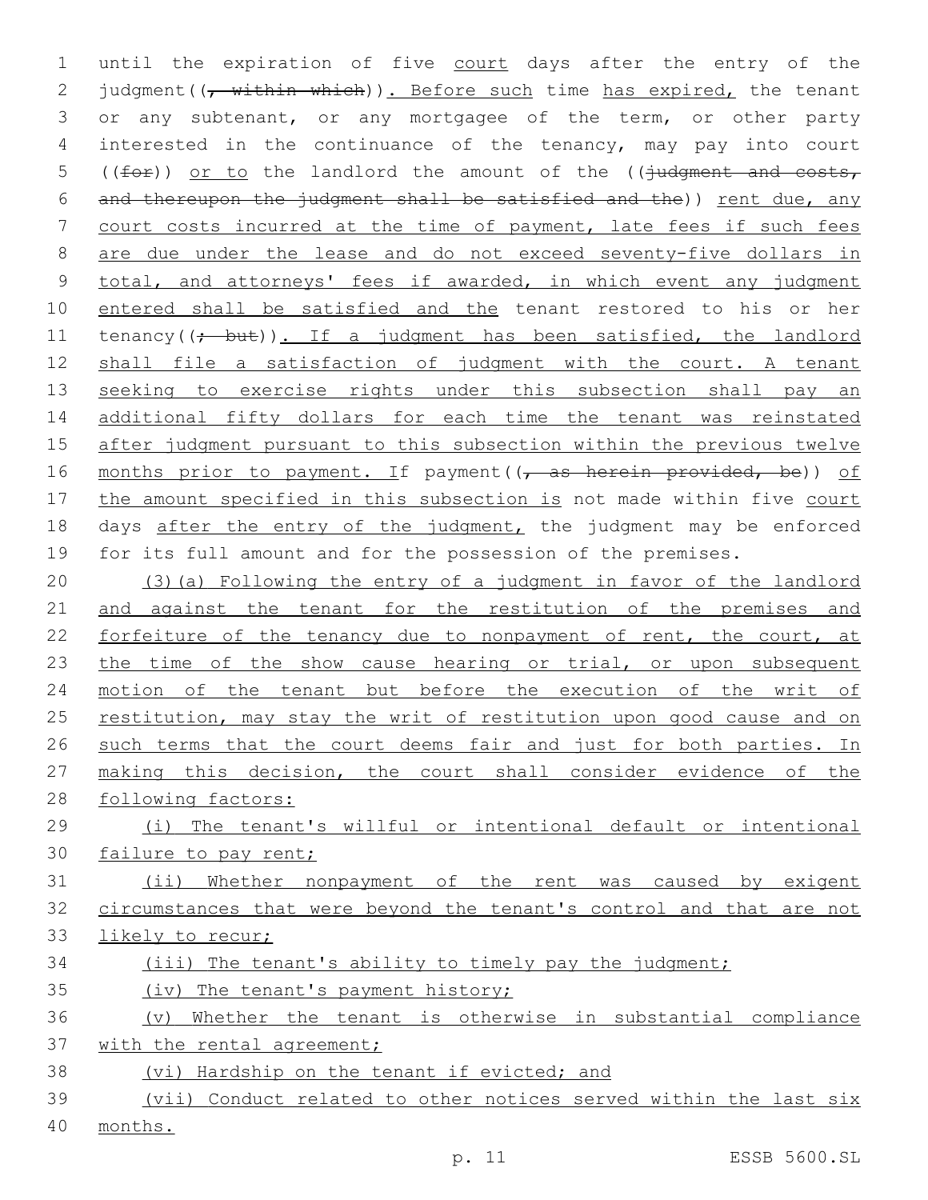until the expiration of five court days after the entry of the judgment((, within which)). Before such time has expired, the tenant or any subtenant, or any mortgagee of the term, or other party interested in the continuance of the tenancy, may pay into court ((for)) or to the landlord the amount of the ((judgment and costs, and thereupon the judgment shall be satisfied and the)) rent due, any court costs incurred at the time of payment, late fees if such fees are due under the lease and do not exceed seventy-five dollars in total, and attorneys' fees if awarded, in which event any judgment entered shall be satisfied and the tenant restored to his or her tenancy((; but)). If a judgment has been satisfied, the landlord shall file a satisfaction of judgment with the court. A tenant seeking to exercise rights under this subsection shall pay an additional fifty dollars for each time the tenant was reinstated after judgment pursuant to this subsection within the previous twelve months prior to payment. If payment((, as herein provided, be)) of the amount specified in this subsection is not made within five court days after the entry of the judgment, the judgment may be enforced for its full amount and for the possession of the premises.

(3)(a) Following the entry of a judgment in favor of the landlord and against the tenant for the restitution of the premises and forfeiture of the tenancy due to nonpayment of rent, the court, at the time of the show cause hearing or trial, or upon subsequent motion of the tenant but before the execution of the writ of restitution, may stay the writ of restitution upon good cause and on such terms that the court deems fair and just for both parties. In making this decision, the court shall consider evidence of the following factors:

(i) The tenant's willful or intentional default or intentional failure to pay rent;

(ii) Whether nonpayment of the rent was caused by exigent circumstances that were beyond the tenant's control and that are not likely to recur;

(iii) The tenant's ability to timely pay the judgment;

(iv) The tenant's payment history;

(v) Whether the tenant is otherwise in substantial compliance with the rental agreement;

(vi) Hardship on the tenant if evicted; and

(vii) Conduct related to other notices served within the last six months.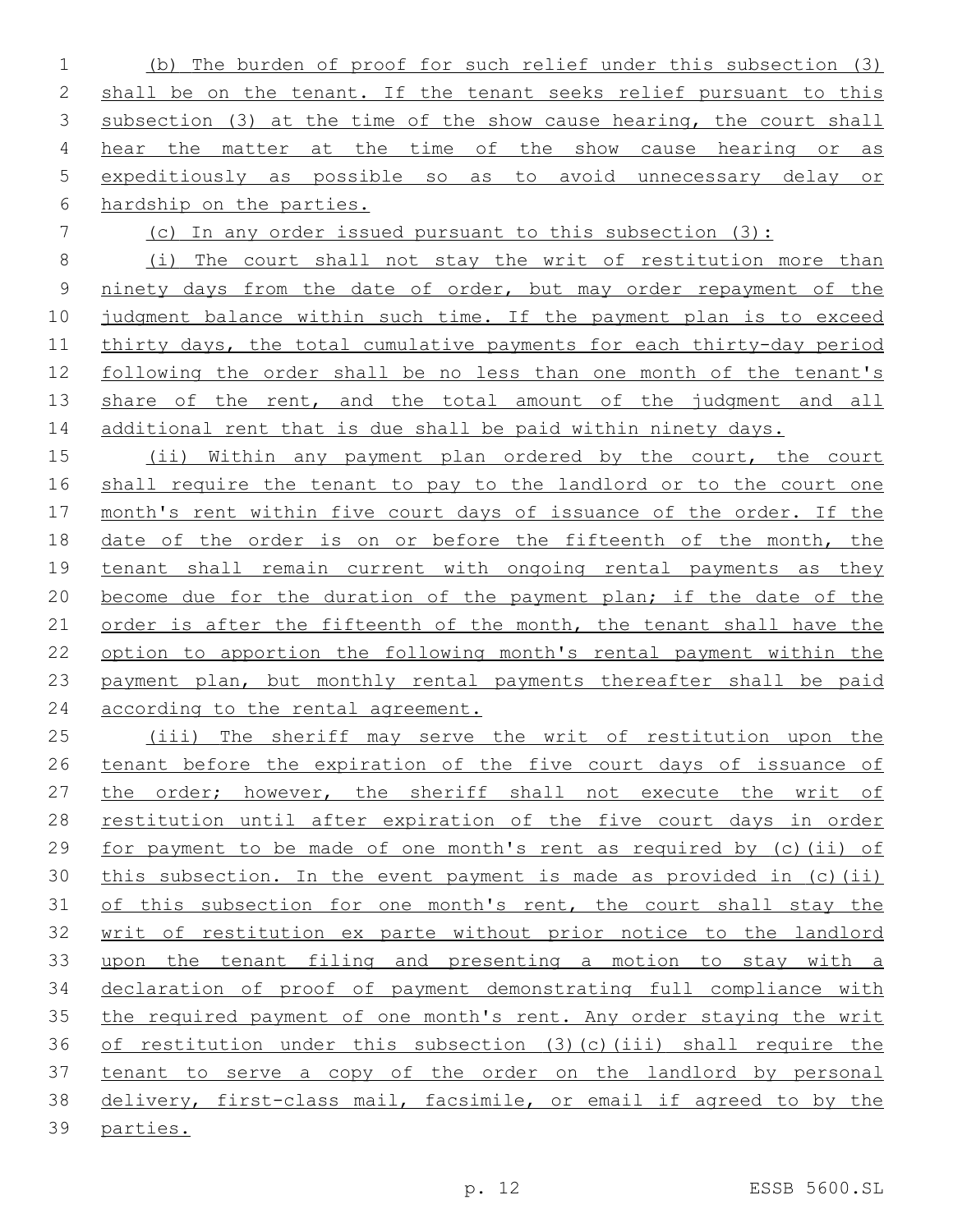(b) The burden of proof for such relief under this subsection (3) shall be on the tenant. If the tenant seeks relief pursuant to this subsection (3) at the time of the show cause hearing, the court shall hear the matter at the time of the show cause hearing or as expeditiously as possible so as to avoid unnecessary delay or hardship on the parties.

(c) In any order issued pursuant to this subsection (3):

(i) The court shall not stay the writ of restitution more than ninety days from the date of order, but may order repayment of the judgment balance within such time. If the payment plan is to exceed thirty days, the total cumulative payments for each thirty-day period following the order shall be no less than one month of the tenant's share of the rent, and the total amount of the judgment and all additional rent that is due shall be paid within ninety days.

(ii) Within any payment plan ordered by the court, the court shall require the tenant to pay to the landlord or to the court one month's rent within five court days of issuance of the order. If the date of the order is on or before the fifteenth of the month, the tenant shall remain current with ongoing rental payments as they become due for the duration of the payment plan; if the date of the order is after the fifteenth of the month, the tenant shall have the option to apportion the following month's rental payment within the payment plan, but monthly rental payments thereafter shall be paid according to the rental agreement.

(iii) The sheriff may serve the writ of restitution upon the tenant before the expiration of the five court days of issuance of the order; however, the sheriff shall not execute the writ of restitution until after expiration of the five court days in order for payment to be made of one month's rent as required by (c)(ii) of this subsection. In the event payment is made as provided in (c)(ii) of this subsection for one month's rent, the court shall stay the writ of restitution ex parte without prior notice to the landlord upon the tenant filing and presenting a motion to stay with a declaration of proof of payment demonstrating full compliance with the required payment of one month's rent. Any order staying the writ of restitution under this subsection (3)(c)(iii) shall require the tenant to serve a copy of the order on the landlord by personal delivery, first-class mail, facsimile, or email if agreed to by the parties.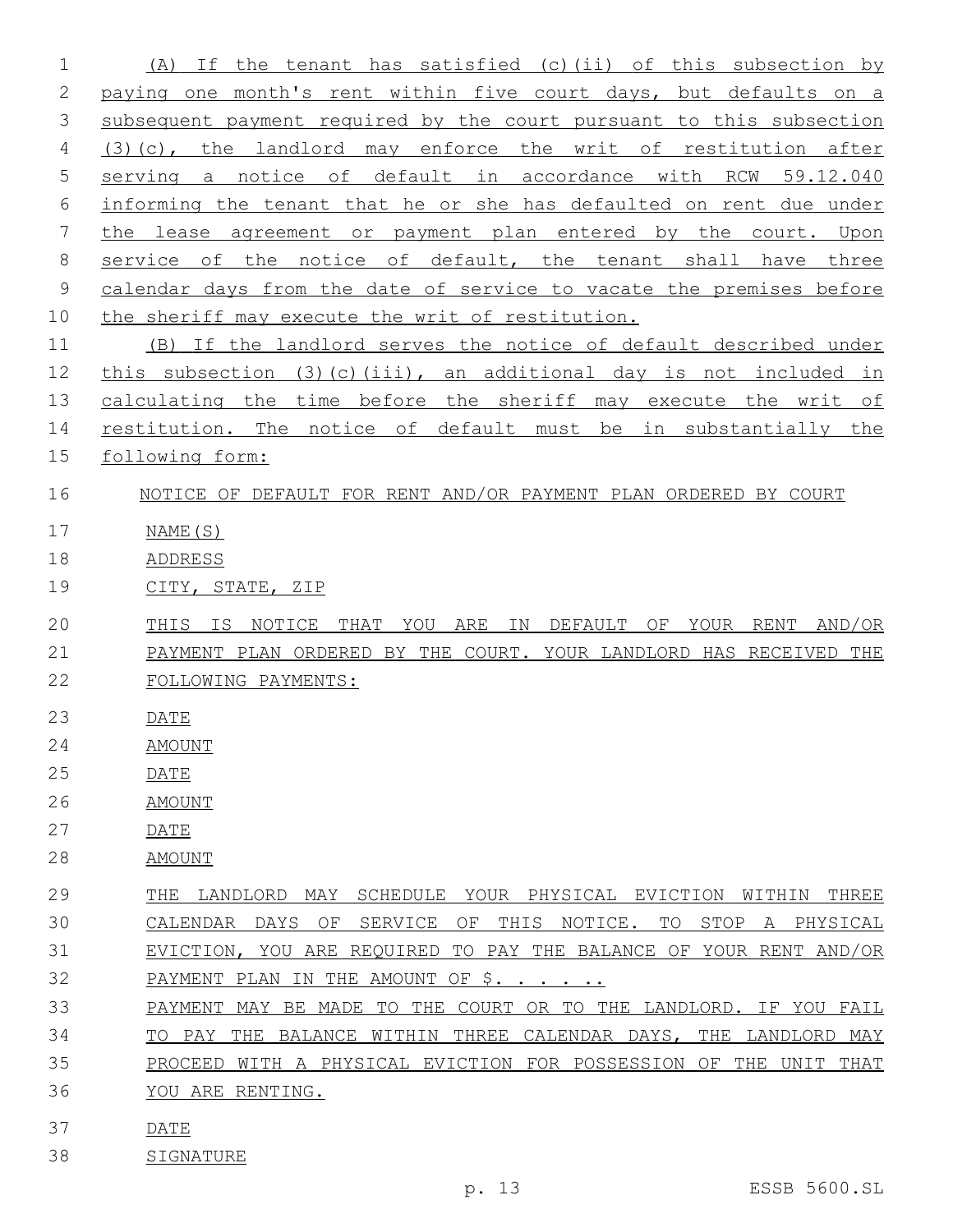(A) If the tenant has satisfied (c)(ii) of this subsection by paying one month's rent within five court days, but defaults on a subsequent payment required by the court pursuant to this subsection (3)(c), the landlord may enforce the writ of restitution after serving a notice of default in accordance with RCW 59.12.040 informing the tenant that he or she has defaulted on rent due under the lease agreement or payment plan entered by the court. Upon service of the notice of default, the tenant shall have three calendar days from the date of service to vacate the premises before the sheriff may execute the writ of restitution.

(B) If the landlord serves the notice of default described under this subsection (3)(c)(iii), an additional day is not included in calculating the time before the sheriff may execute the writ of restitution. The notice of default must be in substantially the following form:

NOTICE OF DEFAULT FOR RENT AND/OR PAYMENT PLAN ORDERED BY COURT

NAME(S)

ADDRESS

CITY, STATE, ZIP

THIS IS NOTICE THAT YOU ARE IN DEFAULT OF YOUR RENT AND/OR PAYMENT PLAN ORDERED BY THE COURT. YOUR LANDLORD HAS RECEIVED THE FOLLOWING PAYMENTS:

DATE

AMOUNT

DATE

AMOUNT

DATE

AMOUNT

THE LANDLORD MAY SCHEDULE YOUR PHYSICAL EVICTION WITHIN THREE CALENDAR DAYS OF SERVICE OF THIS NOTICE. TO STOP A PHYSICAL EVICTION, YOU ARE REQUIRED TO PAY THE BALANCE OF YOUR RENT AND/OR PAYMENT PLAN IN THE AMOUNT OF $. . . . . ..

PAYMENT MAY BE MADE TO THE COURT OR TO THE LANDLORD. IF YOU FAIL TO PAY THE BALANCE WITHIN THREE CALENDAR DAYS, THE LANDLORD MAY PROCEED WITH A PHYSICAL EVICTION FOR POSSESSION OF THE UNIT THAT YOU ARE RENTING.

DATE

SIGNATURE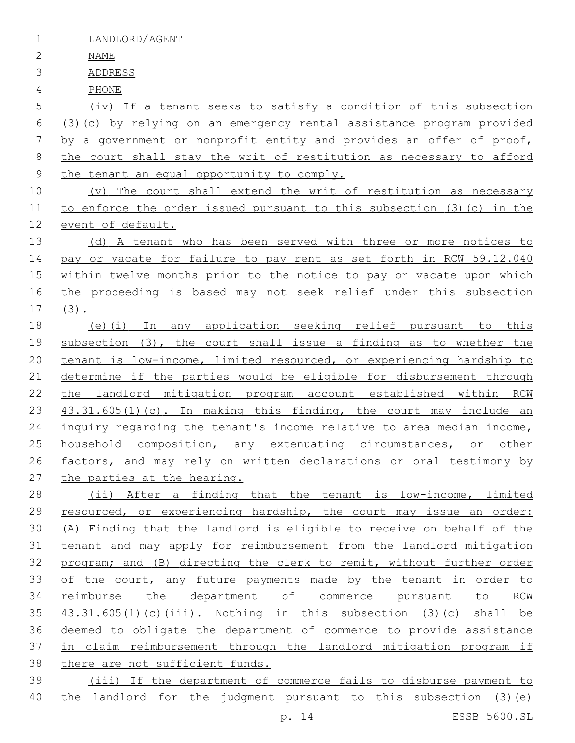LANDLORD/AGENT

NAME

ADDRESS

PHONE

(iv) If a tenant seeks to satisfy a condition of this subsection (3)(c) by relying on an emergency rental assistance program provided by a government or nonprofit entity and provides an offer of proof, the court shall stay the writ of restitution as necessary to afford the tenant an equal opportunity to comply.

(v) The court shall extend the writ of restitution as necessary to enforce the order issued pursuant to this subsection (3)(c) in the event of default.

(d) A tenant who has been served with three or more notices to pay or vacate for failure to pay rent as set forth in RCW 59.12.040 within twelve months prior to the notice to pay or vacate upon which the proceeding is based may not seek relief under this subsection (3).

(e)(i) In any application seeking relief pursuant to this subsection (3), the court shall issue a finding as to whether the tenant is low-income, limited resourced, or experiencing hardship to determine if the parties would be eligible for disbursement through the landlord mitigation program account established within RCW 43.31.605(1)(c). In making this finding, the court may include an inquiry regarding the tenant's income relative to area median income, household composition, any extenuating circumstances, or other factors, and may rely on written declarations or oral testimony by the parties at the hearing.

(ii) After a finding that the tenant is low-income, limited resourced, or experiencing hardship, the court may issue an order: (A) Finding that the landlord is eligible to receive on behalf of the tenant and may apply for reimbursement from the landlord mitigation program; and (B) directing the clerk to remit, without further order of the court, any future payments made by the tenant in order to reimburse the department of commerce pursuant to RCW 43.31.605(1)(c)(iii). Nothing in this subsection (3)(c) shall be deemed to obligate the department of commerce to provide assistance in claim reimbursement through the landlord mitigation program if there are not sufficient funds.

(iii) If the department of commerce fails to disburse payment to the landlord for the judgment pursuant to this subsection (3)(e)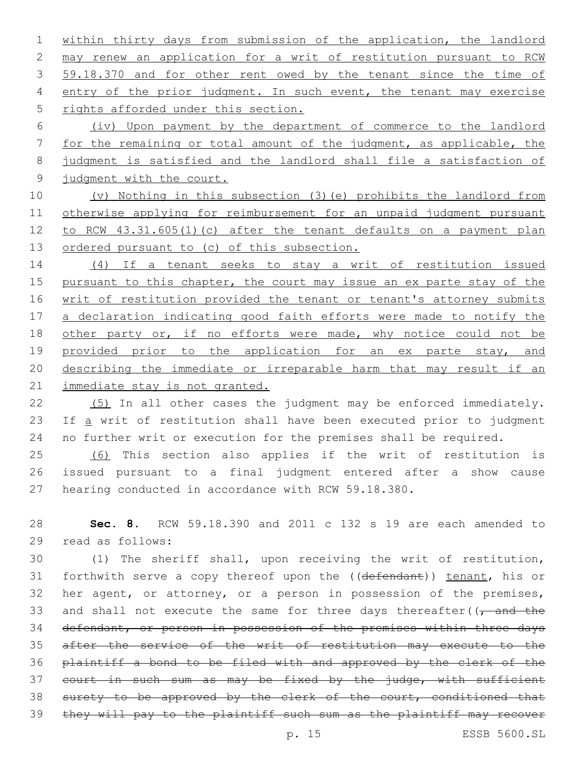within thirty days from submission of the application, the landlord may renew an application for a writ of restitution pursuant to RCW 59.18.370 and for other rent owed by the tenant since the time of entry of the prior judgment. In such event, the tenant may exercise rights afforded under this section.

(iv) Upon payment by the department of commerce to the landlord for the remaining or total amount of the judgment, as applicable, the judgment is satisfied and the landlord shall file a satisfaction of judgment with the court.

(v) Nothing in this subsection (3)(e) prohibits the landlord from otherwise applying for reimbursement for an unpaid judgment pursuant to RCW 43.31.605(1)(c) after the tenant defaults on a payment plan ordered pursuant to (c) of this subsection.

(4) If a tenant seeks to stay a writ of restitution issued pursuant to this chapter, the court may issue an ex parte stay of the writ of restitution provided the tenant or tenant's attorney submits a declaration indicating good faith efforts were made to notify the other party or, if no efforts were made, why notice could not be provided prior to the application for an ex parte stay, and describing the immediate or irreparable harm that may result if an immediate stay is not granted.

(5) In all other cases the judgment may be enforced immediately. If a writ of restitution shall have been executed prior to judgment no further writ or execution for the premises shall be required.

(6) This section also applies if the writ of restitution is issued pursuant to a final judgment entered after a show cause hearing conducted in accordance with RCW 59.18.380.

**Sec. 8.** RCW 59.18.390 and 2011 c 132 s 19 are each amended to read as follows:

(1) The sheriff shall, upon receiving the writ of restitution, forthwith serve a copy thereof upon the ((~~defendant~~)) tenant, his or her agent, or attorney, or a person in possession of the premises, and shall not execute the same for three days thereafter((~~, and the defendant, or person in possession of the premises within three days after the service of the writ of restitution may execute to the plaintiff a bond to be filed with and approved by the clerk of the court in such sum as may be fixed by the judge, with sufficient surety to be approved by the clerk of the court, conditioned that they will pay to the plaintiff such sum as the plaintiff may recover~~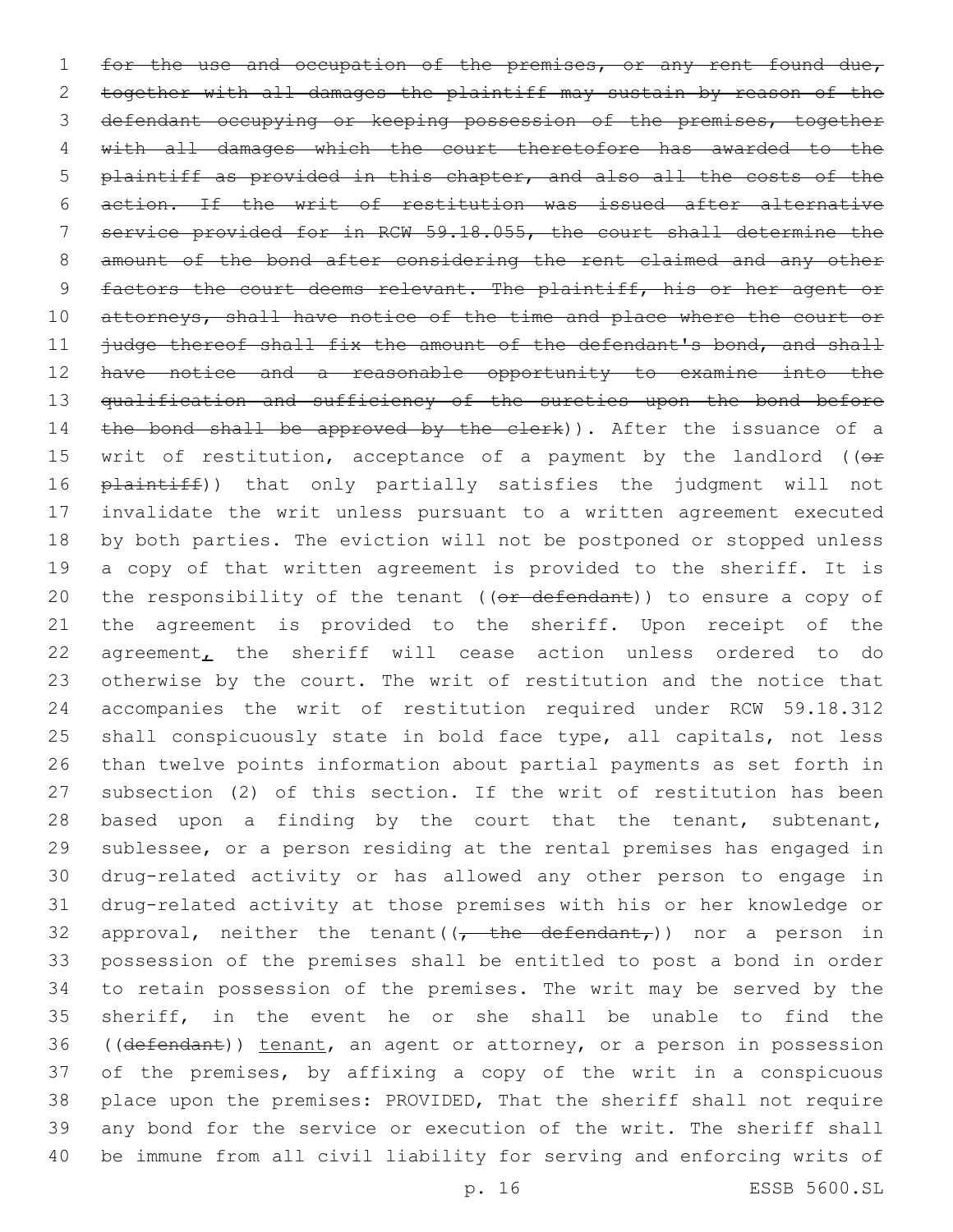~~for the use and occupation of the premises, or any rent found due, together with all damages the plaintiff may sustain by reason of the defendant occupying or keeping possession of the premises, together with all damages which the court theretofore has awarded to the plaintiff as provided in this chapter, and also all the costs of the action. If the writ of restitution was issued after alternative service provided for in RCW 59.18.055, the court shall determine the amount of the bond after considering the rent claimed and any other factors the court deems relevant. The plaintiff, his or her agent or attorneys, shall have notice of the time and place where the court or judge thereof shall fix the amount of the defendant's bond, and shall have notice and a reasonable opportunity to examine into the qualification and sufficiency of the sureties upon the bond before the bond shall be approved by the clerk~~)). After the issuance of a writ of restitution, acceptance of a payment by the landlord ((~~or plaintiff~~)) that only partially satisfies the judgment will not invalidate the writ unless pursuant to a written agreement executed by both parties. The eviction will not be postponed or stopped unless a copy of that written agreement is provided to the sheriff. It is the responsibility of the tenant ((~~or defendant~~)) to ensure a copy of the agreement is provided to the sheriff. Upon receipt of the agreement<u>,</u> the sheriff will cease action unless ordered to do otherwise by the court. The writ of restitution and the notice that accompanies the writ of restitution required under RCW 59.18.312 shall conspicuously state in bold face type, all capitals, not less than twelve points information about partial payments as set forth in subsection (2) of this section. If the writ of restitution has been based upon a finding by the court that the tenant, subtenant, sublessee, or a person residing at the rental premises has engaged in drug-related activity or has allowed any other person to engage in drug-related activity at those premises with his or her knowledge or approval, neither the tenant((~~, the defendant,~~)) nor a person in possession of the premises shall be entitled to post a bond in order to retain possession of the premises. The writ may be served by the sheriff, in the event he or she shall be unable to find the ((~~defendant~~)) <u>tenant</u>, an agent or attorney, or a person in possession of the premises, by affixing a copy of the writ in a conspicuous place upon the premises: PROVIDED, That the sheriff shall not require any bond for the service or execution of the writ. The sheriff shall be immune from all civil liability for serving and enforcing writs of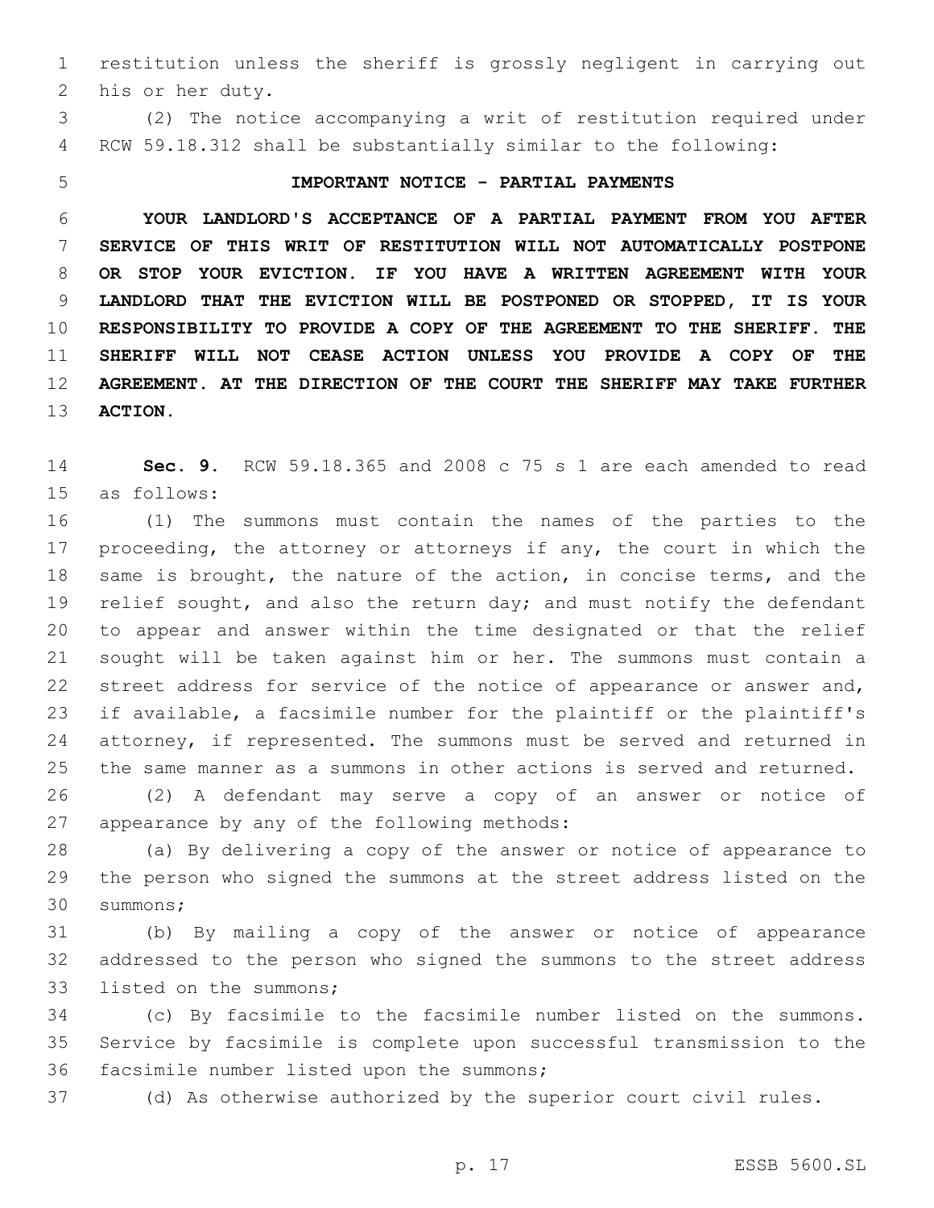restitution unless the sheriff is grossly negligent in carrying out his or her duty.

(2) The notice accompanying a writ of restitution required under RCW 59.18.312 shall be substantially similar to the following:

**IMPORTANT NOTICE - PARTIAL PAYMENTS**

**YOUR LANDLORD'S ACCEPTANCE OF A PARTIAL PAYMENT FROM YOU AFTER SERVICE OF THIS WRIT OF RESTITUTION WILL NOT AUTOMATICALLY POSTPONE OR STOP YOUR EVICTION. IF YOU HAVE A WRITTEN AGREEMENT WITH YOUR LANDLORD THAT THE EVICTION WILL BE POSTPONED OR STOPPED, IT IS YOUR RESPONSIBILITY TO PROVIDE A COPY OF THE AGREEMENT TO THE SHERIFF. THE SHERIFF WILL NOT CEASE ACTION UNLESS YOU PROVIDE A COPY OF THE AGREEMENT. AT THE DIRECTION OF THE COURT THE SHERIFF MAY TAKE FURTHER ACTION.**

**Sec. 9.** RCW 59.18.365 and 2008 c 75 s 1 are each amended to read as follows:

(1) The summons must contain the names of the parties to the proceeding, the attorney or attorneys if any, the court in which the same is brought, the nature of the action, in concise terms, and the relief sought, and also the return day; and must notify the defendant to appear and answer within the time designated or that the relief sought will be taken against him or her. The summons must contain a street address for service of the notice of appearance or answer and, if available, a facsimile number for the plaintiff or the plaintiff's attorney, if represented. The summons must be served and returned in the same manner as a summons in other actions is served and returned.

(2) A defendant may serve a copy of an answer or notice of appearance by any of the following methods:

(a) By delivering a copy of the answer or notice of appearance to the person who signed the summons at the street address listed on the summons;

(b) By mailing a copy of the answer or notice of appearance addressed to the person who signed the summons to the street address listed on the summons;

(c) By facsimile to the facsimile number listed on the summons. Service by facsimile is complete upon successful transmission to the facsimile number listed upon the summons;

(d) As otherwise authorized by the superior court civil rules.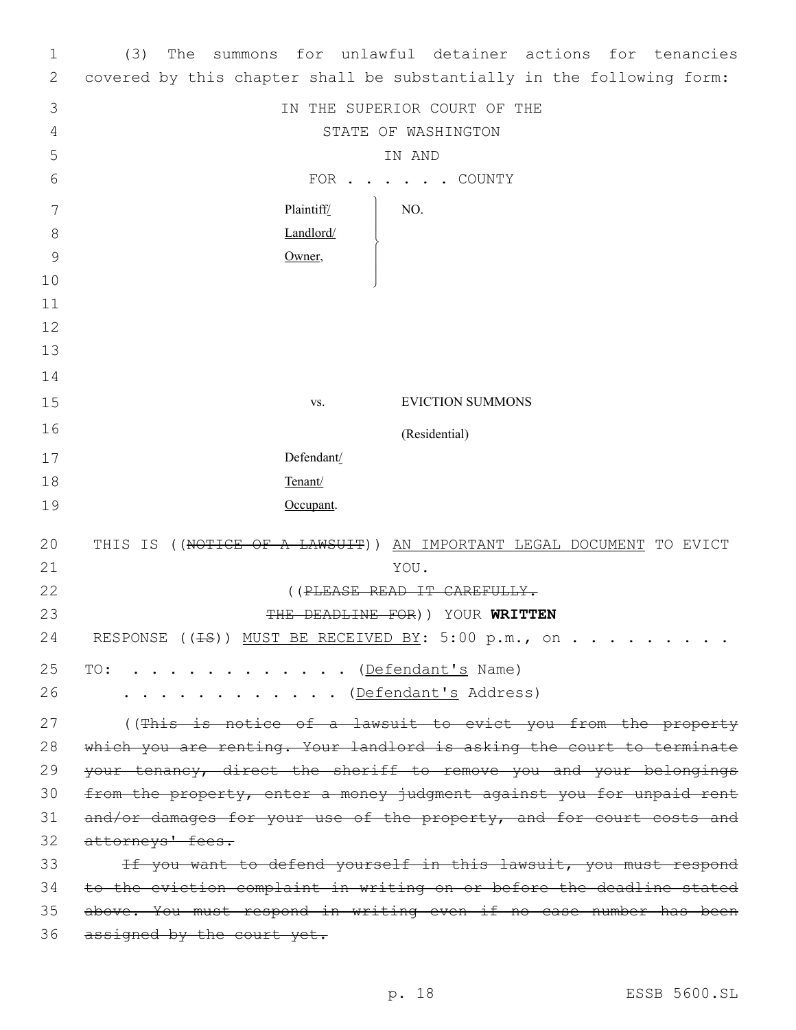(3) The summons for unlawful detainer actions for tenancies covered by this chapter shall be substantially in the following form:

IN THE SUPERIOR COURT OF THE
STATE OF WASHINGTON
IN AND
FOR . . . . . . COUNTY

| | |
|---|---|
| Plaintiff/<br>Landlord/<br>Owner, | NO. |
| vs. | EVICTION SUMMONS<br>(Residential) |
| Defendant/<br>Tenant/<br>Occupant. | |

THIS IS ((~~NOTICE OF A LAWSUIT~~)) AN IMPORTANT LEGAL DOCUMENT TO EVICT YOU.

((~~PLEASE READ IT CAREFULLY.~~
~~THE DEADLINE FOR~~)) YOUR **WRITTEN**
RESPONSE ((~~IS~~)) MUST BE RECEIVED BY: 5:00 p.m., on . . . . . . . . .

TO: . . . . . . . . . . . . (Defendant's Name)
. . . . . . . . . . . . (Defendant's Address)

((~~This is notice of a lawsuit to evict you from the property which you are renting. Your landlord is asking the court to terminate your tenancy, direct the sheriff to remove you and your belongings from the property, enter a money judgment against you for unpaid rent and/or damages for your use of the property, and for court costs and attorneys' fees.~~

~~If you want to defend yourself in this lawsuit, you must respond to the eviction complaint in writing on or before the deadline stated above. You must respond in writing even if no case number has been assigned by the court yet.~~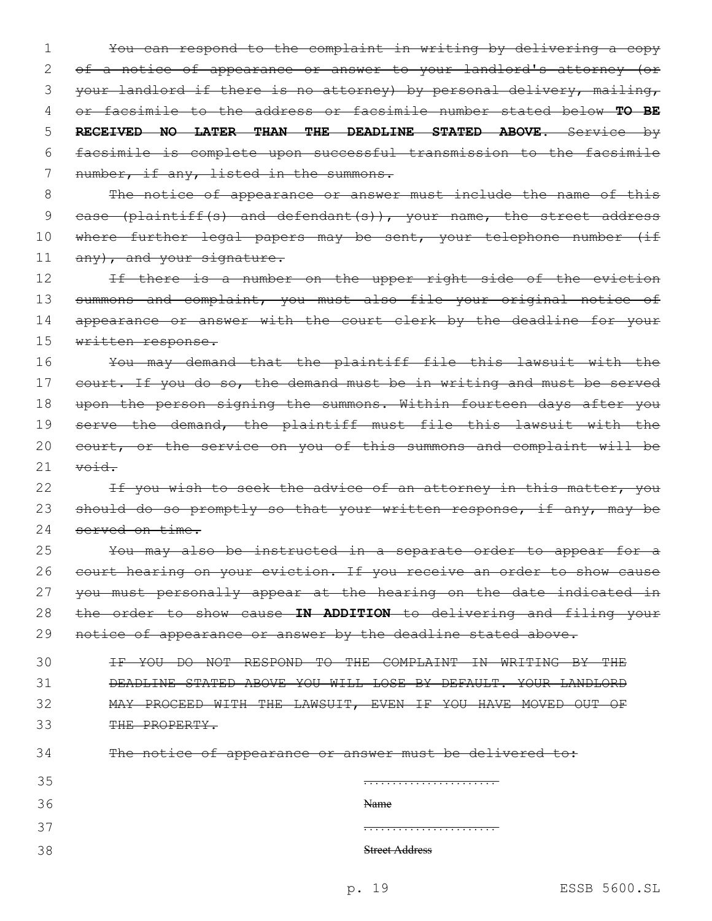~~You can respond to the complaint in writing by delivering a copy of a notice of appearance or answer to your landlord's attorney (or your landlord if there is no attorney) by personal delivery, mailing, or facsimile to the address or facsimile number stated below **TO BE RECEIVED NO LATER THAN THE DEADLINE STATED ABOVE**. Service by facsimile is complete upon successful transmission to the facsimile number, if any, listed in the summons.~~

~~The notice of appearance or answer must include the name of this case (plaintiff(s) and defendant(s)), your name, the street address where further legal papers may be sent, your telephone number (if any), and your signature.~~

~~If there is a number on the upper right side of the eviction summons and complaint, you must also file your original notice of appearance or answer with the court clerk by the deadline for your written response.~~

~~You may demand that the plaintiff file this lawsuit with the court. If you do so, the demand must be in writing and must be served upon the person signing the summons. Within fourteen days after you serve the demand, the plaintiff must file this lawsuit with the court, or the service on you of this summons and complaint will be void.~~

~~If you wish to seek the advice of an attorney in this matter, you should do so promptly so that your written response, if any, may be served on time.~~

~~You may also be instructed in a separate order to appear for a court hearing on your eviction. If you receive an order to show cause you must personally appear at the hearing on the date indicated in the order to show cause **IN ADDITION** to delivering and filing your notice of appearance or answer by the deadline stated above.~~

~~IF YOU DO NOT RESPOND TO THE COMPLAINT IN WRITING BY THE DEADLINE STATED ABOVE YOU WILL LOSE BY DEFAULT. YOUR LANDLORD MAY PROCEED WITH THE LAWSUIT, EVEN IF YOU HAVE MOVED OUT OF THE PROPERTY.~~

~~The notice of appearance or answer must be delivered to:~~

........................
~~Name~~

........................
~~Street Address~~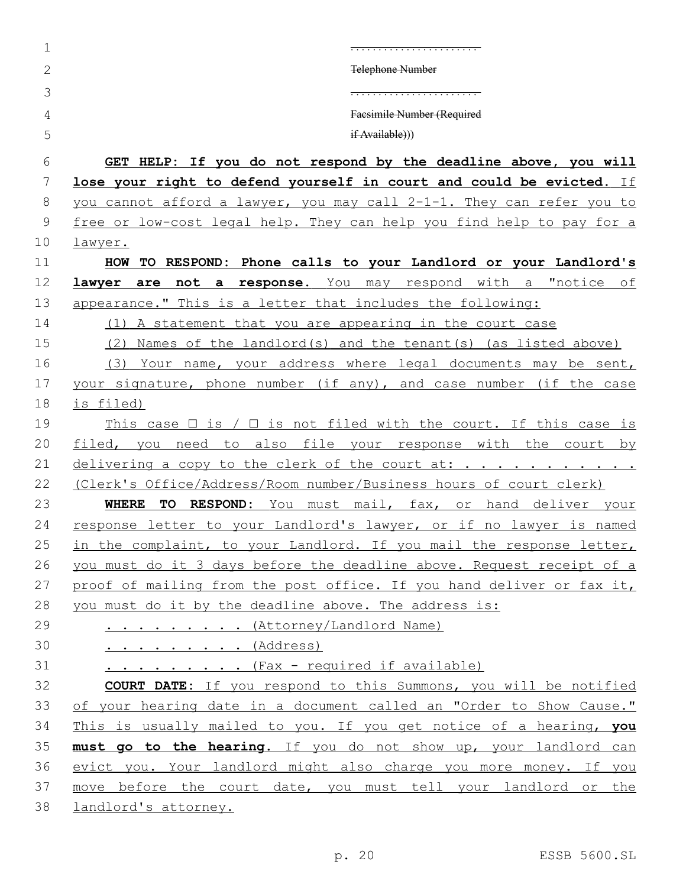. . . . . . . . . . . . . . . . . . . . . . .

~~Telephone Number~~

. . . . . . . . . . . . . . . . . . . . . . .

~~Facsimile Number (Required if Available)~~))

**GET HELP: If you do not respond by the deadline above, you will lose your right to defend yourself in court and could be evicted.** If you cannot afford a lawyer, you may call 2-1-1. They can refer you to free or low-cost legal help. They can help you find help to pay for a lawyer.

**HOW TO RESPOND: Phone calls to your Landlord or your Landlord's lawyer are not a response.** You may respond with a "notice of appearance." This is a letter that includes the following:

(1) A statement that you are appearing in the court case

(2) Names of the landlord(s) and the tenant(s) (as listed above)

(3) Your name, your address where legal documents may be sent, your signature, phone number (if any), and case number (if the case is filed)

This case ☐ is / ☐ is not filed with the court. If this case is filed, you need to also file your response with the court by delivering a copy to the clerk of the court at: . . . . . . . . . . . . (Clerk's Office/Address/Room number/Business hours of court clerk)

**WHERE TO RESPOND:** You must mail, fax, or hand deliver your response letter to your Landlord's lawyer, or if no lawyer is named in the complaint, to your Landlord. If you mail the response letter, you must do it 3 days before the deadline above. Request receipt of a proof of mailing from the post office. If you hand deliver or fax it, you must do it by the deadline above. The address is:

. . . . . . . . . . (Attorney/Landlord Name)

. . . . . . . . . . (Address)

. . . . . . . . . . (Fax - required if available)

**COURT DATE:** If you respond to this Summons, you will be notified of your hearing date in a document called an "Order to Show Cause." This is usually mailed to you. If you get notice of a hearing, **you must go to the hearing**. If you do not show up, your landlord can evict you. Your landlord might also charge you more money. If you move before the court date, you must tell your landlord or the landlord's attorney.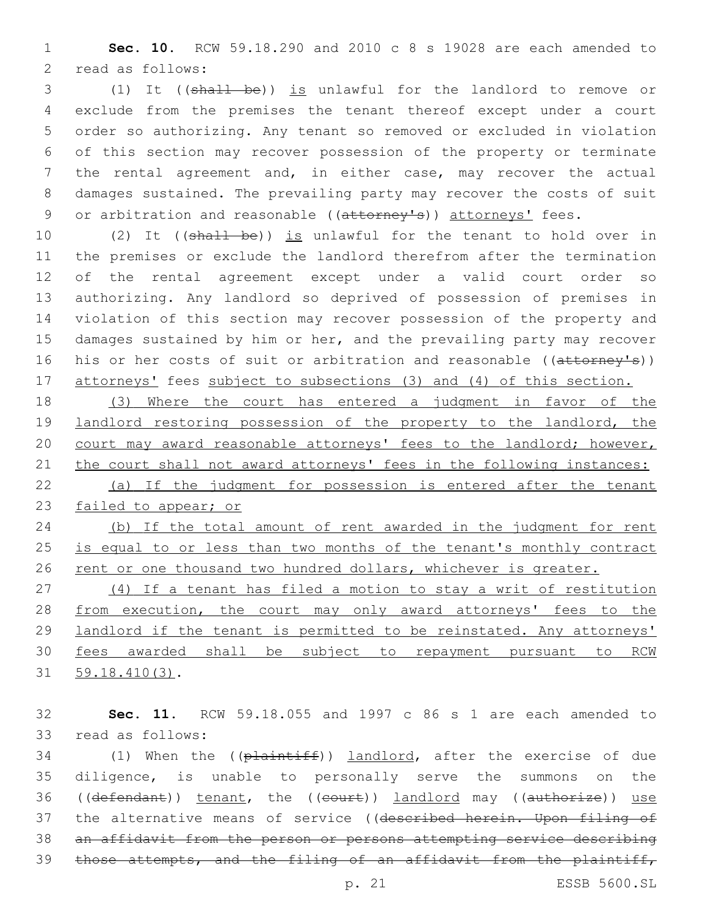**Sec. 10.** RCW 59.18.290 and 2010 c 8 s 19028 are each amended to read as follows:

(1) It ((~~shall be~~)) <u>is</u> unlawful for the landlord to remove or exclude from the premises the tenant thereof except under a court order so authorizing. Any tenant so removed or excluded in violation of this section may recover possession of the property or terminate the rental agreement and, in either case, may recover the actual damages sustained. The prevailing party may recover the costs of suit or arbitration and reasonable ((~~attorney's~~)) <u>attorneys'</u> fees.

(2) It ((~~shall be~~)) <u>is</u> unlawful for the tenant to hold over in the premises or exclude the landlord therefrom after the termination of the rental agreement except under a valid court order so authorizing. Any landlord so deprived of possession of premises in violation of this section may recover possession of the property and damages sustained by him or her, and the prevailing party may recover his or her costs of suit or arbitration and reasonable ((~~attorney's~~)) <u>attorneys'</u> fees <u>subject to subsections (3) and (4) of this section.</u>

<u>(3) Where the court has entered a judgment in favor of the landlord restoring possession of the property to the landlord, the court may award reasonable attorneys' fees to the landlord; however, the court shall not award attorneys' fees in the following instances:</u>

<u>(a) If the judgment for possession is entered after the tenant failed to appear; or</u>

<u>(b) If the total amount of rent awarded in the judgment for rent is equal to or less than two months of the tenant's monthly contract rent or one thousand two hundred dollars, whichever is greater.</u>

<u>(4) If a tenant has filed a motion to stay a writ of restitution from execution, the court may only award attorneys' fees to the landlord if the tenant is permitted to be reinstated. Any attorneys' fees awarded shall be subject to repayment pursuant to RCW 59.18.410(3).</u>

**Sec. 11.** RCW 59.18.055 and 1997 c 86 s 1 are each amended to read as follows:

(1) When the ((~~plaintiff~~)) <u>landlord</u>, after the exercise of due diligence, is unable to personally serve the summons on the ((~~defendant~~)) <u>tenant</u>, the ((~~court~~)) <u>landlord</u> may ((~~authorize~~)) <u>use</u> the alternative means of service ((~~described herein. Upon filing of an affidavit from the person or persons attempting service describing those attempts, and the filing of an affidavit from the plaintiff,~~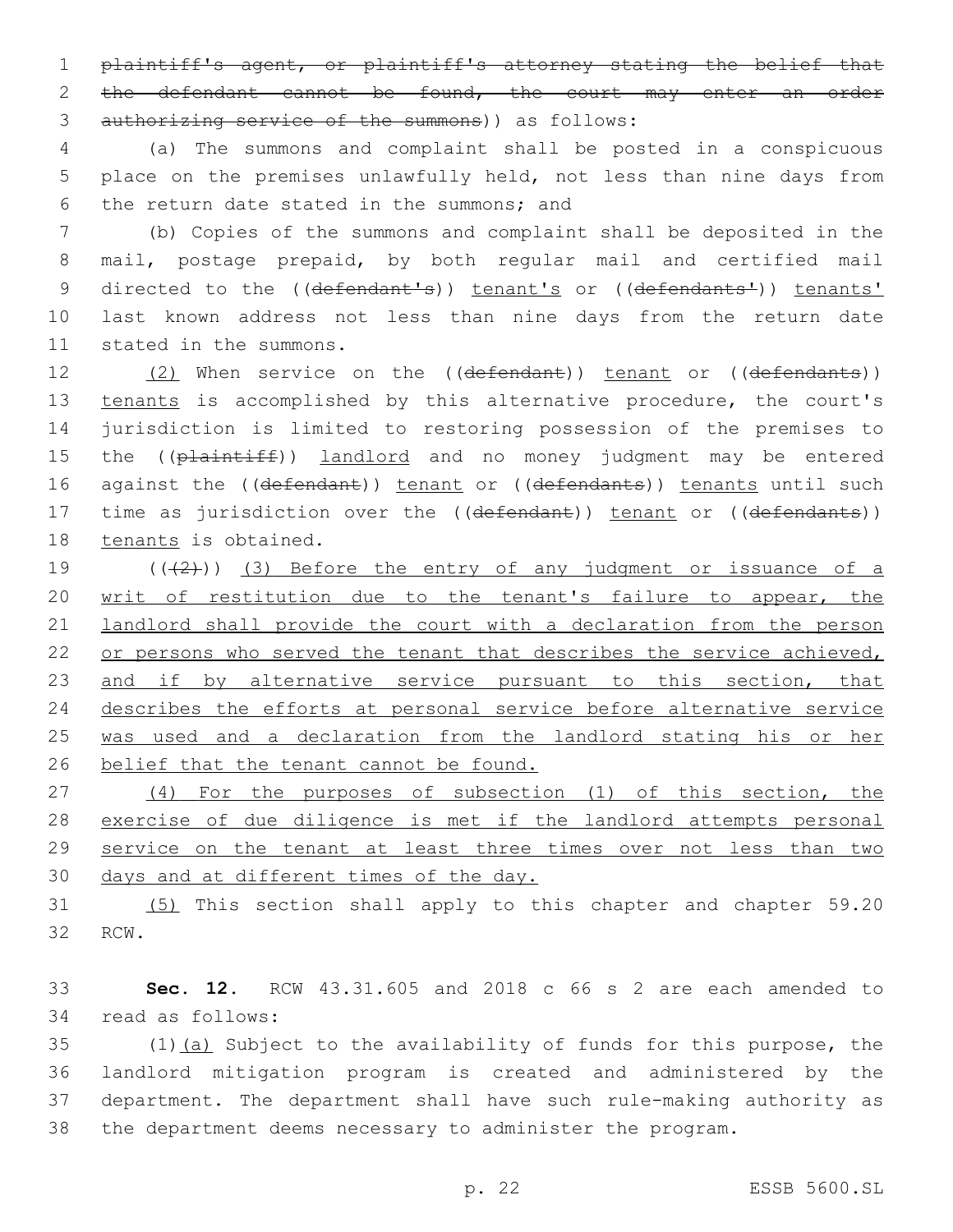~~plaintiff's agent, or plaintiff's attorney stating the belief that the defendant cannot be found, the court may enter an order authorizing service of the summons~~)) as follows:

(a) The summons and complaint shall be posted in a conspicuous place on the premises unlawfully held, not less than nine days from the return date stated in the summons; and

(b) Copies of the summons and complaint shall be deposited in the mail, postage prepaid, by both regular mail and certified mail directed to the ((~~defendant's~~)) tenant's or ((~~defendants'~~)) tenants' last known address not less than nine days from the return date stated in the summons.

(2) When service on the ((~~defendant~~)) tenant or ((~~defendants~~)) tenants is accomplished by this alternative procedure, the court's jurisdiction is limited to restoring possession of the premises to the ((~~plaintiff~~)) landlord and no money judgment may be entered against the ((~~defendant~~)) tenant or ((~~defendants~~)) tenants until such time as jurisdiction over the ((~~defendant~~)) tenant or ((~~defendants~~)) tenants is obtained.

((~~(2)~~)) (3) Before the entry of any judgment or issuance of a writ of restitution due to the tenant's failure to appear, the landlord shall provide the court with a declaration from the person or persons who served the tenant that describes the service achieved, and if by alternative service pursuant to this section, that describes the efforts at personal service before alternative service was used and a declaration from the landlord stating his or her belief that the tenant cannot be found.

(4) For the purposes of subsection (1) of this section, the exercise of due diligence is met if the landlord attempts personal service on the tenant at least three times over not less than two days and at different times of the day.

(5) This section shall apply to this chapter and chapter 59.20 RCW.

**Sec. 12.** RCW 43.31.605 and 2018 c 66 s 2 are each amended to read as follows:

(1)(a) Subject to the availability of funds for this purpose, the landlord mitigation program is created and administered by the department. The department shall have such rule-making authority as the department deems necessary to administer the program.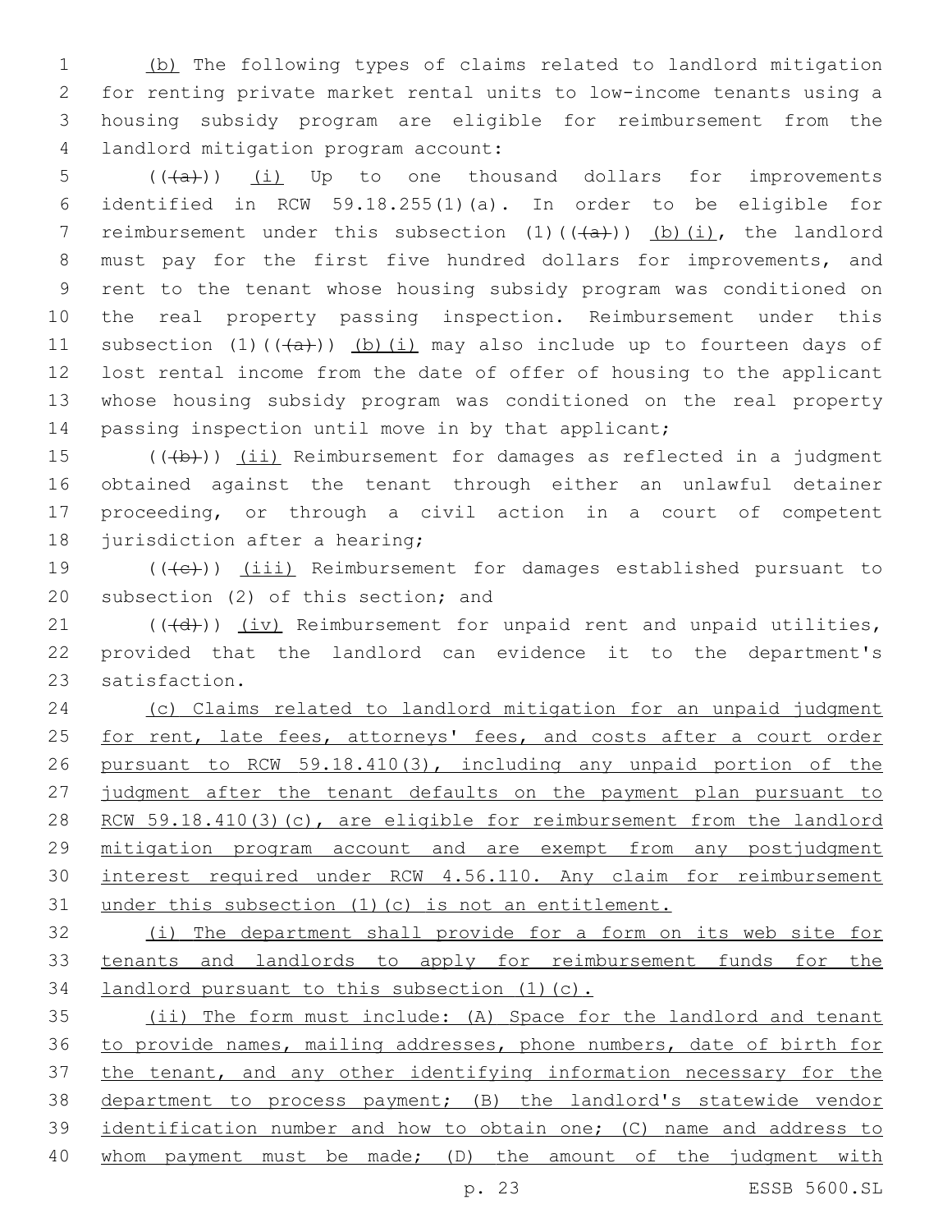(b) The following types of claims related to landlord mitigation for renting private market rental units to low-income tenants using a housing subsidy program are eligible for reimbursement from the landlord mitigation program account:

(((a))) (i) Up to one thousand dollars for improvements identified in RCW 59.18.255(1)(a). In order to be eligible for reimbursement under this subsection (1)(((a))) (b)(i), the landlord must pay for the first five hundred dollars for improvements, and rent to the tenant whose housing subsidy program was conditioned on the real property passing inspection. Reimbursement under this subsection (1)(((a))) (b)(i) may also include up to fourteen days of lost rental income from the date of offer of housing to the applicant whose housing subsidy program was conditioned on the real property passing inspection until move in by that applicant;

(((b))) (ii) Reimbursement for damages as reflected in a judgment obtained against the tenant through either an unlawful detainer proceeding, or through a civil action in a court of competent jurisdiction after a hearing;

(((c))) (iii) Reimbursement for damages established pursuant to subsection (2) of this section; and

(((d))) (iv) Reimbursement for unpaid rent and unpaid utilities, provided that the landlord can evidence it to the department's satisfaction.

(c) Claims related to landlord mitigation for an unpaid judgment for rent, late fees, attorneys' fees, and costs after a court order pursuant to RCW 59.18.410(3), including any unpaid portion of the judgment after the tenant defaults on the payment plan pursuant to RCW 59.18.410(3)(c), are eligible for reimbursement from the landlord mitigation program account and are exempt from any postjudgment interest required under RCW 4.56.110. Any claim for reimbursement under this subsection (1)(c) is not an entitlement.

(i) The department shall provide for a form on its web site for tenants and landlords to apply for reimbursement funds for the landlord pursuant to this subsection (1)(c).

(ii) The form must include: (A) Space for the landlord and tenant to provide names, mailing addresses, phone numbers, date of birth for the tenant, and any other identifying information necessary for the department to process payment; (B) the landlord's statewide vendor identification number and how to obtain one; (C) name and address to whom payment must be made; (D) the amount of the judgment with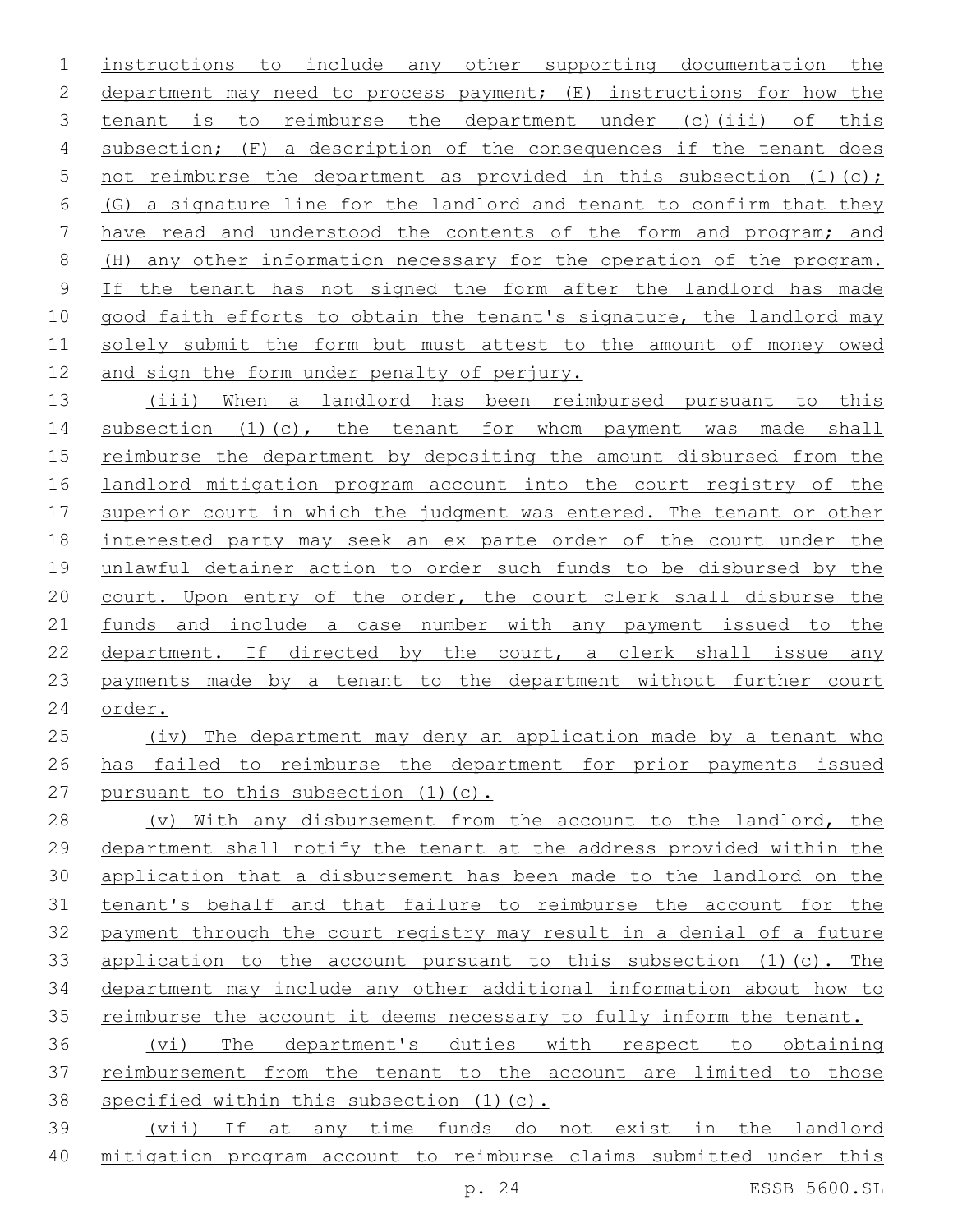instructions to include any other supporting documentation the department may need to process payment; (E) instructions for how the tenant is to reimburse the department under (c)(iii) of this subsection; (F) a description of the consequences if the tenant does not reimburse the department as provided in this subsection (1)(c); (G) a signature line for the landlord and tenant to confirm that they have read and understood the contents of the form and program; and (H) any other information necessary for the operation of the program. If the tenant has not signed the form after the landlord has made good faith efforts to obtain the tenant's signature, the landlord may solely submit the form but must attest to the amount of money owed and sign the form under penalty of perjury.

(iii) When a landlord has been reimbursed pursuant to this subsection (1)(c), the tenant for whom payment was made shall reimburse the department by depositing the amount disbursed from the landlord mitigation program account into the court registry of the superior court in which the judgment was entered. The tenant or other interested party may seek an ex parte order of the court under the unlawful detainer action to order such funds to be disbursed by the court. Upon entry of the order, the court clerk shall disburse the funds and include a case number with any payment issued to the department. If directed by the court, a clerk shall issue any payments made by a tenant to the department without further court order.

(iv) The department may deny an application made by a tenant who has failed to reimburse the department for prior payments issued pursuant to this subsection (1)(c).

(v) With any disbursement from the account to the landlord, the department shall notify the tenant at the address provided within the application that a disbursement has been made to the landlord on the tenant's behalf and that failure to reimburse the account for the payment through the court registry may result in a denial of a future application to the account pursuant to this subsection (1)(c). The department may include any other additional information about how to reimburse the account it deems necessary to fully inform the tenant.

(vi) The department's duties with respect to obtaining reimbursement from the tenant to the account are limited to those specified within this subsection (1)(c).

(vii) If at any time funds do not exist in the landlord mitigation program account to reimburse claims submitted under this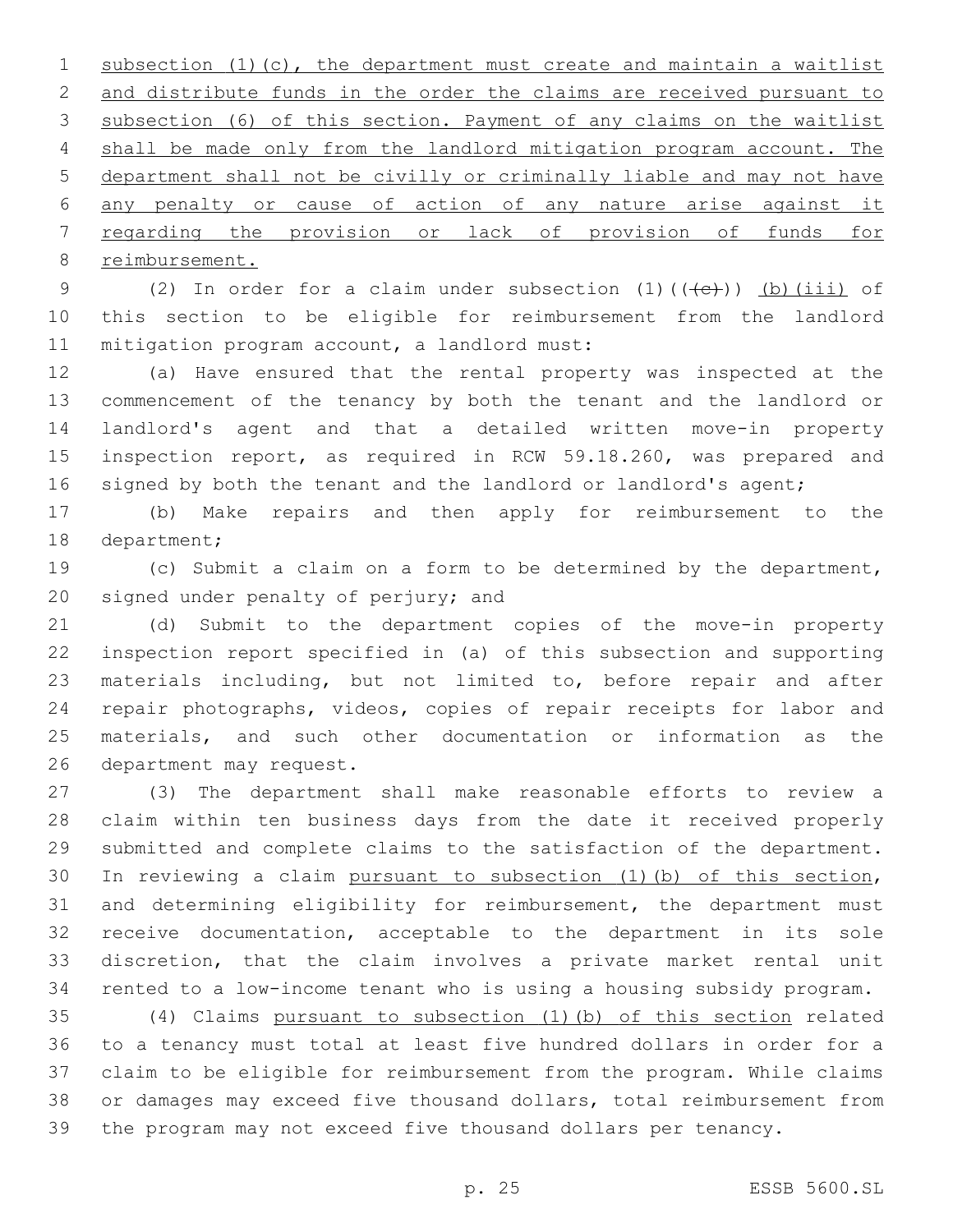subsection (1)(c), the department must create and maintain a waitlist and distribute funds in the order the claims are received pursuant to subsection (6) of this section. Payment of any claims on the waitlist shall be made only from the landlord mitigation program account. The department shall not be civilly or criminally liable and may not have any penalty or cause of action of any nature arise against it regarding the provision or lack of provision of funds for reimbursement.

(2) In order for a claim under subsection (1)(((c))) (b)(iii) of this section to be eligible for reimbursement from the landlord mitigation program account, a landlord must:

(a) Have ensured that the rental property was inspected at the commencement of the tenancy by both the tenant and the landlord or landlord's agent and that a detailed written move-in property inspection report, as required in RCW 59.18.260, was prepared and signed by both the tenant and the landlord or landlord's agent;

(b) Make repairs and then apply for reimbursement to the department;

(c) Submit a claim on a form to be determined by the department, signed under penalty of perjury; and

(d) Submit to the department copies of the move-in property inspection report specified in (a) of this subsection and supporting materials including, but not limited to, before repair and after repair photographs, videos, copies of repair receipts for labor and materials, and such other documentation or information as the department may request.

(3) The department shall make reasonable efforts to review a claim within ten business days from the date it received properly submitted and complete claims to the satisfaction of the department. In reviewing a claim pursuant to subsection (1)(b) of this section, and determining eligibility for reimbursement, the department must receive documentation, acceptable to the department in its sole discretion, that the claim involves a private market rental unit rented to a low-income tenant who is using a housing subsidy program.

(4) Claims pursuant to subsection (1)(b) of this section related to a tenancy must total at least five hundred dollars in order for a claim to be eligible for reimbursement from the program. While claims or damages may exceed five thousand dollars, total reimbursement from the program may not exceed five thousand dollars per tenancy.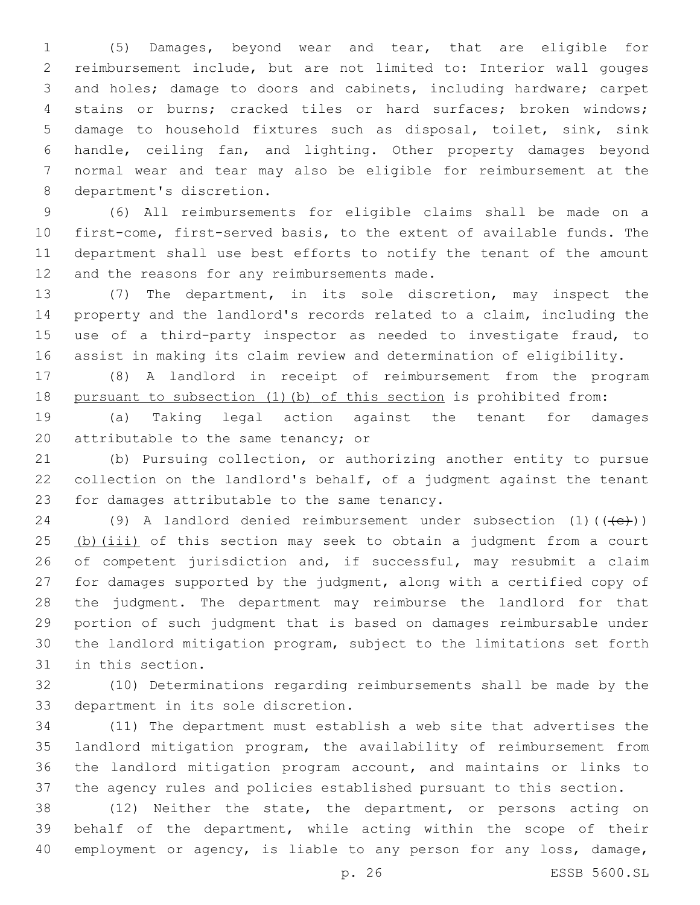(5) Damages, beyond wear and tear, that are eligible for reimbursement include, but are not limited to: Interior wall gouges and holes; damage to doors and cabinets, including hardware; carpet stains or burns; cracked tiles or hard surfaces; broken windows; damage to household fixtures such as disposal, toilet, sink, sink handle, ceiling fan, and lighting. Other property damages beyond normal wear and tear may also be eligible for reimbursement at the department's discretion.

(6) All reimbursements for eligible claims shall be made on a first-come, first-served basis, to the extent of available funds. The department shall use best efforts to notify the tenant of the amount and the reasons for any reimbursements made.

(7) The department, in its sole discretion, may inspect the property and the landlord's records related to a claim, including the use of a third-party inspector as needed to investigate fraud, to assist in making its claim review and determination of eligibility.

(8) A landlord in receipt of reimbursement from the program <u>pursuant to subsection (1)(b) of this section</u> is prohibited from:

(a) Taking legal action against the tenant for damages attributable to the same tenancy; or

(b) Pursuing collection, or authorizing another entity to pursue collection on the landlord's behalf, of a judgment against the tenant for damages attributable to the same tenancy.

(9) A landlord denied reimbursement under subsection (1)(( ~~(c)~~ )) <u>(b)(iii)</u> of this section may seek to obtain a judgment from a court of competent jurisdiction and, if successful, may resubmit a claim for damages supported by the judgment, along with a certified copy of the judgment. The department may reimburse the landlord for that portion of such judgment that is based on damages reimbursable under the landlord mitigation program, subject to the limitations set forth in this section.

(10) Determinations regarding reimbursements shall be made by the department in its sole discretion.

(11) The department must establish a web site that advertises the landlord mitigation program, the availability of reimbursement from the landlord mitigation program account, and maintains or links to the agency rules and policies established pursuant to this section.

(12) Neither the state, the department, or persons acting on behalf of the department, while acting within the scope of their employment or agency, is liable to any person for any loss, damage,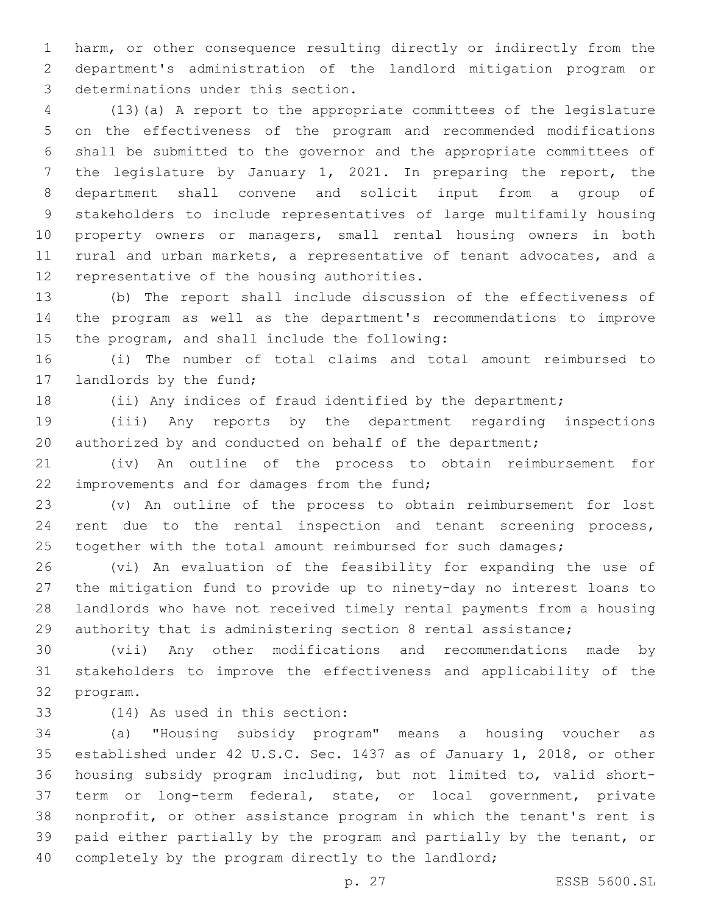harm, or other consequence resulting directly or indirectly from the department's administration of the landlord mitigation program or determinations under this section.

(13)(a) A report to the appropriate committees of the legislature on the effectiveness of the program and recommended modifications shall be submitted to the governor and the appropriate committees of the legislature by January 1, 2021. In preparing the report, the department shall convene and solicit input from a group of stakeholders to include representatives of large multifamily housing property owners or managers, small rental housing owners in both rural and urban markets, a representative of tenant advocates, and a representative of the housing authorities.

(b) The report shall include discussion of the effectiveness of the program as well as the department's recommendations to improve the program, and shall include the following:

(i) The number of total claims and total amount reimbursed to landlords by the fund;

(ii) Any indices of fraud identified by the department;

(iii) Any reports by the department regarding inspections authorized by and conducted on behalf of the department;

(iv) An outline of the process to obtain reimbursement for improvements and for damages from the fund;

(v) An outline of the process to obtain reimbursement for lost rent due to the rental inspection and tenant screening process, together with the total amount reimbursed for such damages;

(vi) An evaluation of the feasibility for expanding the use of the mitigation fund to provide up to ninety-day no interest loans to landlords who have not received timely rental payments from a housing authority that is administering section 8 rental assistance;

(vii) Any other modifications and recommendations made by stakeholders to improve the effectiveness and applicability of the program.

(14) As used in this section:

(a) "Housing subsidy program" means a housing voucher as established under 42 U.S.C. Sec. 1437 as of January 1, 2018, or other housing subsidy program including, but not limited to, valid short-term or long-term federal, state, or local government, private nonprofit, or other assistance program in which the tenant's rent is paid either partially by the program and partially by the tenant, or completely by the program directly to the landlord;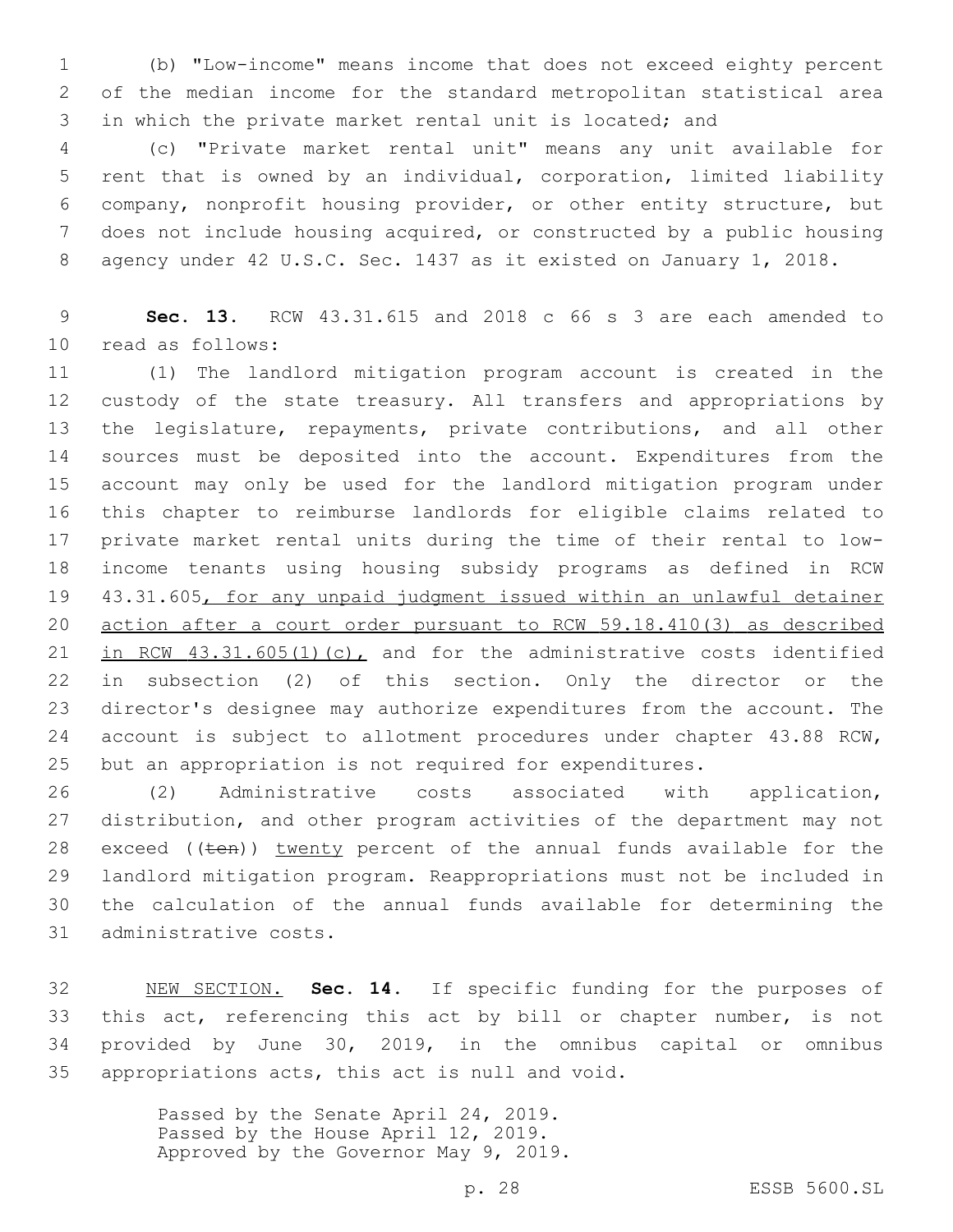(b) "Low-income" means income that does not exceed eighty percent of the median income for the standard metropolitan statistical area in which the private market rental unit is located; and

(c) "Private market rental unit" means any unit available for rent that is owned by an individual, corporation, limited liability company, nonprofit housing provider, or other entity structure, but does not include housing acquired, or constructed by a public housing agency under 42 U.S.C. Sec. 1437 as it existed on January 1, 2018.

**Sec. 13.** RCW 43.31.615 and 2018 c 66 s 3 are each amended to read as follows:

(1) The landlord mitigation program account is created in the custody of the state treasury. All transfers and appropriations by the legislature, repayments, private contributions, and all other sources must be deposited into the account. Expenditures from the account may only be used for the landlord mitigation program under this chapter to reimburse landlords for eligible claims related to private market rental units during the time of their rental to low-income tenants using housing subsidy programs as defined in RCW 43.31.605<u>, for any unpaid judgment issued within an unlawful detainer action after a court order pursuant to RCW 59.18.410(3) as described in RCW 43.31.605(1)(c),</u> and for the administrative costs identified in subsection (2) of this section. Only the director or the director's designee may authorize expenditures from the account. The account is subject to allotment procedures under chapter 43.88 RCW, but an appropriation is not required for expenditures.

(2) Administrative costs associated with application, distribution, and other program activities of the department may not exceed ((~~ten~~)) <u>twenty</u> percent of the annual funds available for the landlord mitigation program. Reappropriations must not be included in the calculation of the annual funds available for determining the administrative costs.

<u>NEW SECTION.</u> **Sec. 14.** If specific funding for the purposes of this act, referencing this act by bill or chapter number, is not provided by June 30, 2019, in the omnibus capital or omnibus appropriations acts, this act is null and void.

Passed by the Senate April 24, 2019.
Passed by the House April 12, 2019.
Approved by the Governor May 9, 2019.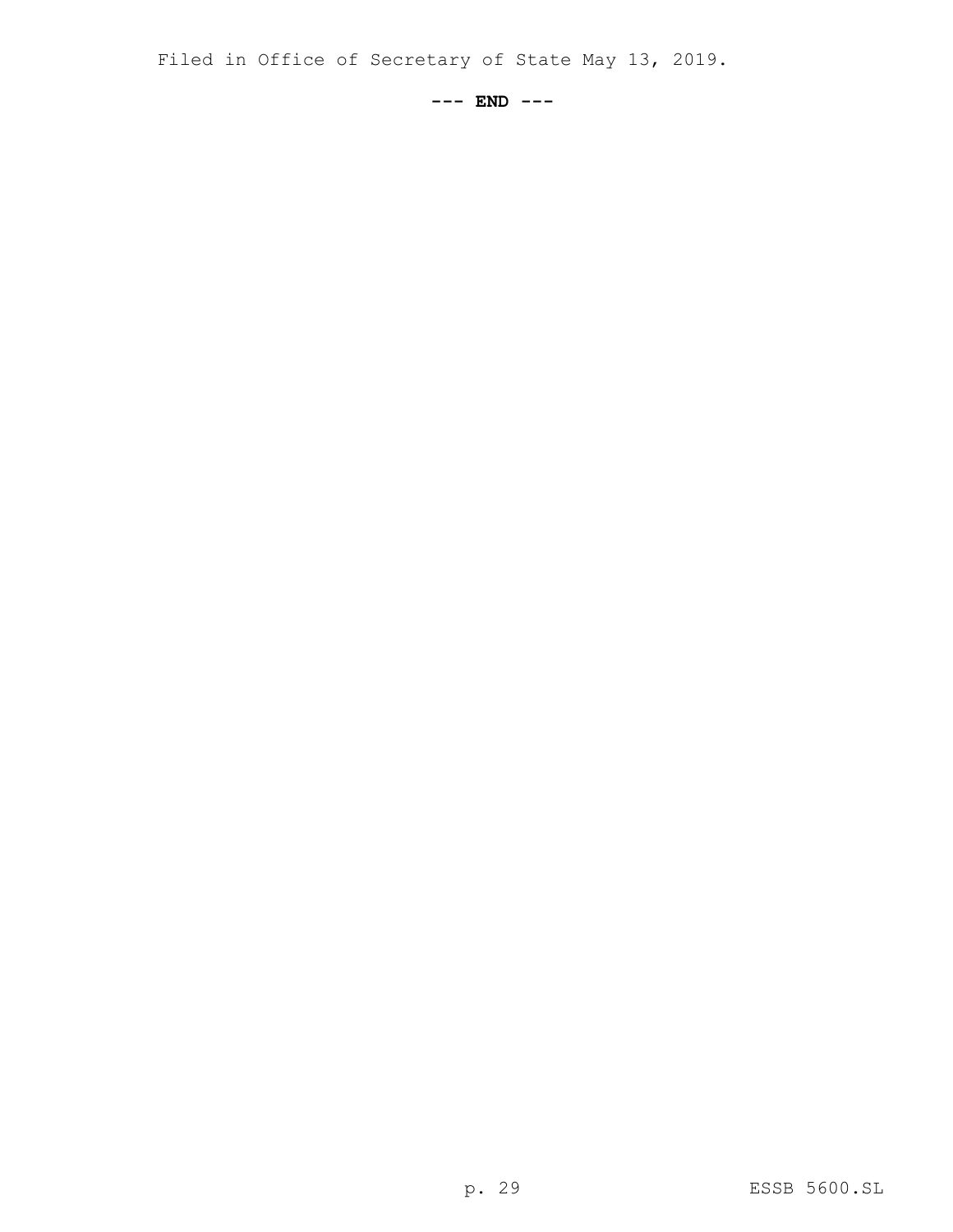Filed in Office of Secretary of State May 13, 2019.

**--- END ---**